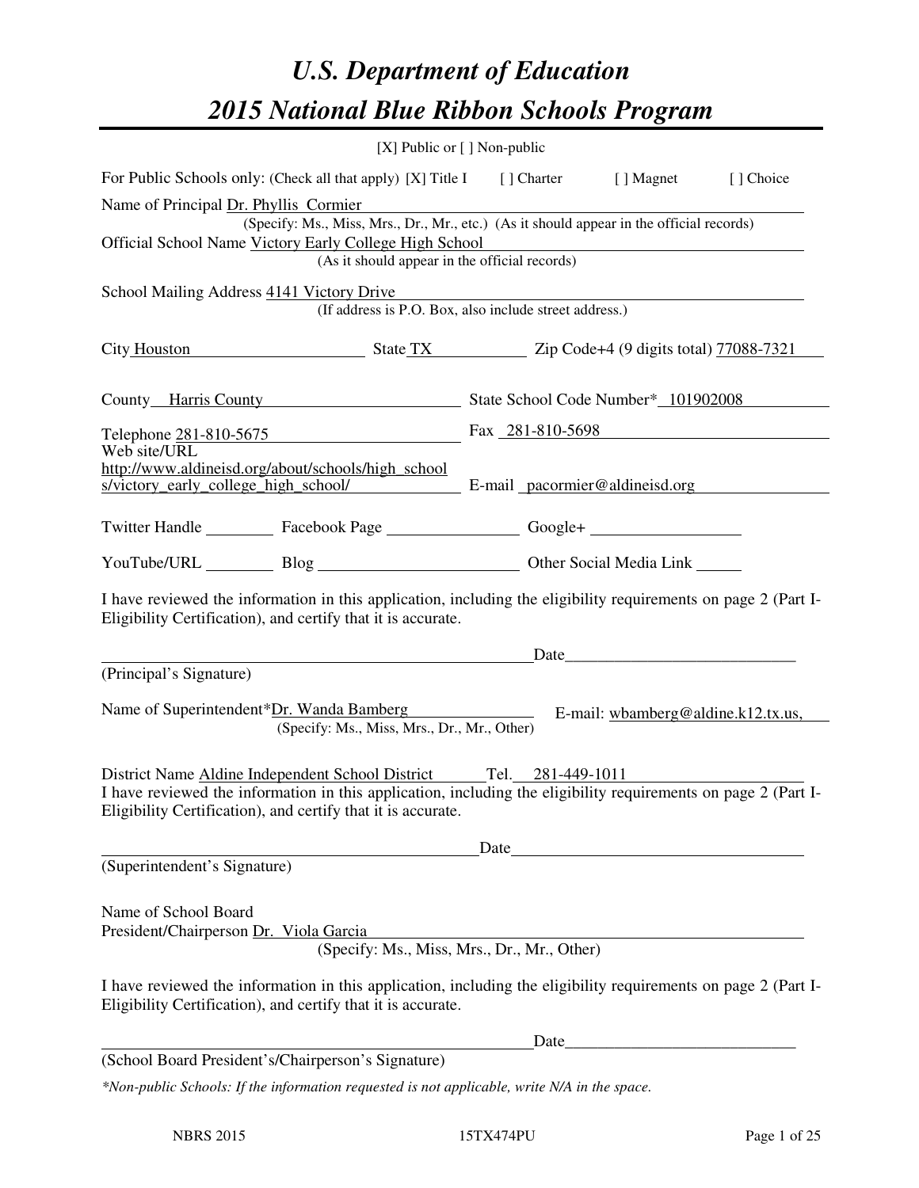# U.S. Department of Education

# 2015 National Blue Ribbon Schools Program

[X] Public or [ ] Non-public

For Public Schools only: (Check all that apply) [X] Title I [ ] Charter [ ] Magnet [ ] Choice

Name of Principal Dr. Phyllis Cormier
(Specify: Ms., Miss, Mrs., Dr., Mr., etc.) (As it should appear in the official records)

Official School Name Victory Early College High School
(As it should appear in the official records)

School Mailing Address 4141 Victory Drive
(If address is P.O. Box, also include street address.)

City Houston State TX Zip Code+4 (9 digits total) 77088-7321

County Harris County State School Code Number* 101902008

Telephone 281-810-5675 Fax 281-810-5698

Web site/URL http://www.aldineisd.org/about/schools/high_schools/victory_early_college_high_school/ E-mail pacormier@aldineisd.org

Twitter Handle ________ Facebook Page ________________ Google+ __________________

YouTube/URL ________ Blog ________________________ Other Social Media Link ______

I have reviewed the information in this application, including the eligibility requirements on page 2 (Part I-Eligibility Certification), and certify that it is accurate.

_____________________________________________ Date___________________________

(Principal's Signature)

Name of Superintendent* Dr. Wanda Bamberg E-mail: wbamberg@aldine.k12.tx.us,
(Specify: Ms., Miss, Mrs., Dr., Mr., Other)

District Name Aldine Independent School District Tel. 281-449-1011

I have reviewed the information in this application, including the eligibility requirements on page 2 (Part I-Eligibility Certification), and certify that it is accurate.

_____________________________________________ Date___________________________

(Superintendent's Signature)

Name of School Board President/Chairperson Dr. Viola Garcia
(Specify: Ms., Miss, Mrs., Dr., Mr., Other)

I have reviewed the information in this application, including the eligibility requirements on page 2 (Part I-Eligibility Certification), and certify that it is accurate.

_____________________________________________ Date___________________________

(School Board President's/Chairperson's Signature)

*Non-public Schools: If the information requested is not applicable, write N/A in the space.*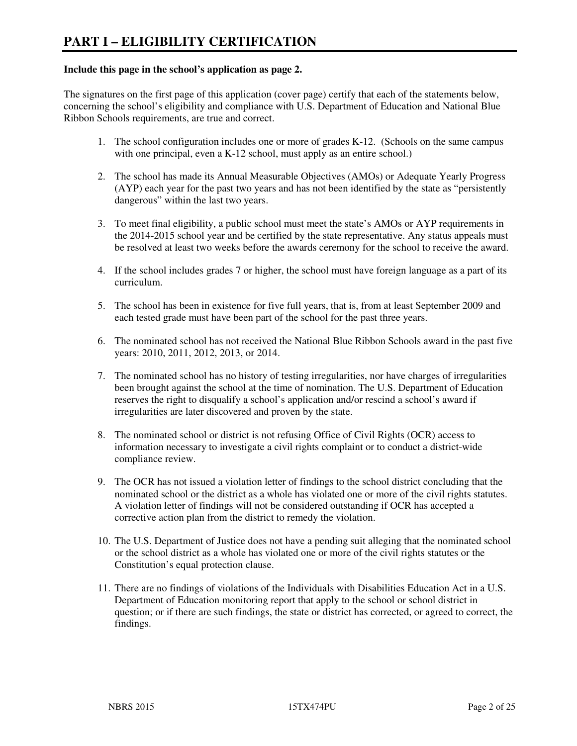# PART I – ELIGIBILITY CERTIFICATION

**Include this page in the school's application as page 2.**

The signatures on the first page of this application (cover page) certify that each of the statements below, concerning the school's eligibility and compliance with U.S. Department of Education and National Blue Ribbon Schools requirements, are true and correct.

1. The school configuration includes one or more of grades K-12. (Schools on the same campus with one principal, even a K-12 school, must apply as an entire school.)

2. The school has made its Annual Measurable Objectives (AMOs) or Adequate Yearly Progress (AYP) each year for the past two years and has not been identified by the state as "persistently dangerous" within the last two years.

3. To meet final eligibility, a public school must meet the state's AMOs or AYP requirements in the 2014-2015 school year and be certified by the state representative. Any status appeals must be resolved at least two weeks before the awards ceremony for the school to receive the award.

4. If the school includes grades 7 or higher, the school must have foreign language as a part of its curriculum.

5. The school has been in existence for five full years, that is, from at least September 2009 and each tested grade must have been part of the school for the past three years.

6. The nominated school has not received the National Blue Ribbon Schools award in the past five years: 2010, 2011, 2012, 2013, or 2014.

7. The nominated school has no history of testing irregularities, nor have charges of irregularities been brought against the school at the time of nomination. The U.S. Department of Education reserves the right to disqualify a school's application and/or rescind a school's award if irregularities are later discovered and proven by the state.

8. The nominated school or district is not refusing Office of Civil Rights (OCR) access to information necessary to investigate a civil rights complaint or to conduct a district-wide compliance review.

9. The OCR has not issued a violation letter of findings to the school district concluding that the nominated school or the district as a whole has violated one or more of the civil rights statutes. A violation letter of findings will not be considered outstanding if OCR has accepted a corrective action plan from the district to remedy the violation.

10. The U.S. Department of Justice does not have a pending suit alleging that the nominated school or the school district as a whole has violated one or more of the civil rights statutes or the Constitution's equal protection clause.

11. There are no findings of violations of the Individuals with Disabilities Education Act in a U.S. Department of Education monitoring report that apply to the school or school district in question; or if there are such findings, the state or district has corrected, or agreed to correct, the findings.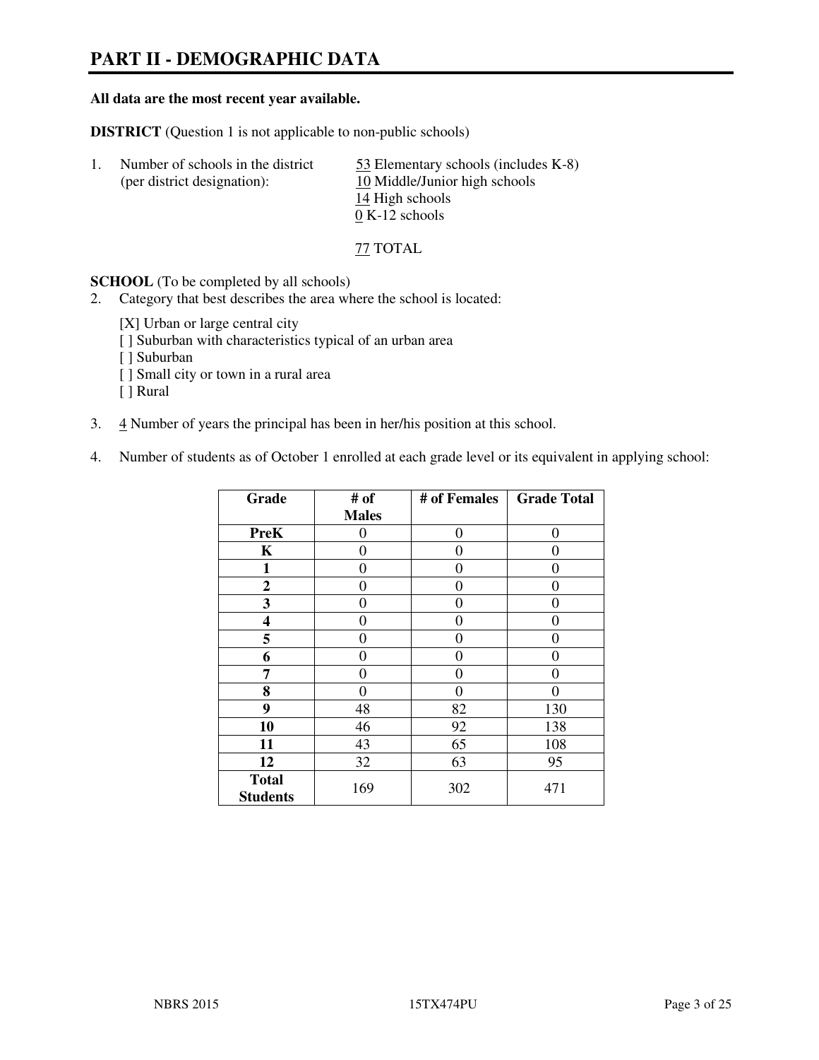# PART II - DEMOGRAPHIC DATA

**All data are the most recent year available.**

**DISTRICT** (Question 1 is not applicable to non-public schools)

1. Number of schools in the district (per district designation):
   - 53 Elementary schools (includes K-8)
   - 10 Middle/Junior high schools
   - 14 High schools
   - 0 K-12 schools

   77 TOTAL

**SCHOOL** (To be completed by all schools)

2. Category that best describes the area where the school is located:

   [X] Urban or large central city
   [ ] Suburban with characteristics typical of an urban area
   [ ] Suburban
   [ ] Small city or town in a rural area
   [ ] Rural

3. 4 Number of years the principal has been in her/his position at this school.

4. Number of students as of October 1 enrolled at each grade level or its equivalent in applying school:

| Grade | # of Males | # of Females | Grade Total |
|---|---|---|---|
| **PreK** | 0 | 0 | 0 |
| **K** | 0 | 0 | 0 |
| **1** | 0 | 0 | 0 |
| **2** | 0 | 0 | 0 |
| **3** | 0 | 0 | 0 |
| **4** | 0 | 0 | 0 |
| **5** | 0 | 0 | 0 |
| **6** | 0 | 0 | 0 |
| **7** | 0 | 0 | 0 |
| **8** | 0 | 0 | 0 |
| **9** | 48 | 82 | 130 |
| **10** | 46 | 92 | 138 |
| **11** | 43 | 65 | 108 |
| **12** | 32 | 63 | 95 |
| **Total Students** | 169 | 302 | 471 |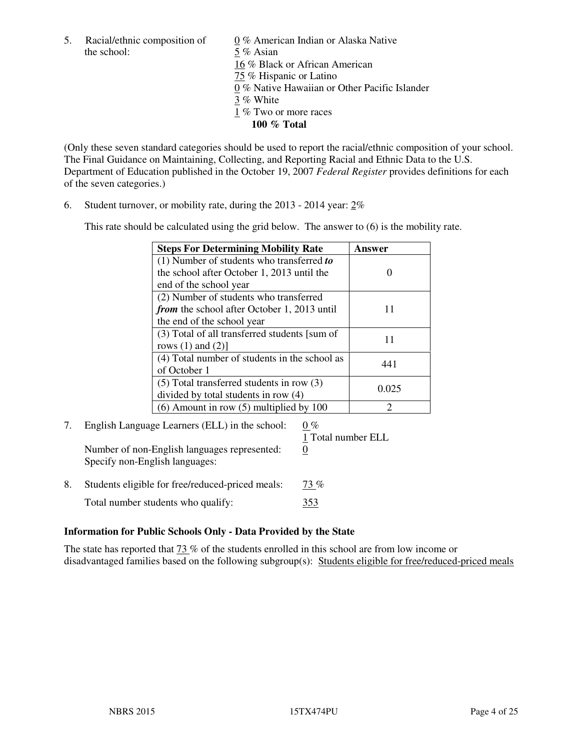5. Racial/ethnic composition of the school:

0 % American Indian or Alaska Native
5 % Asian
16 % Black or African American
75 % Hispanic or Latino
0 % Native Hawaiian or Other Pacific Islander
3 % White
1 % Two or more races
**100 % Total**

(Only these seven standard categories should be used to report the racial/ethnic composition of your school. The Final Guidance on Maintaining, Collecting, and Reporting Racial and Ethnic Data to the U.S. Department of Education published in the October 19, 2007 *Federal Register* provides definitions for each of the seven categories.)

6. Student turnover, or mobility rate, during the 2013 - 2014 year: 2%

This rate should be calculated using the grid below. The answer to (6) is the mobility rate.

| Steps For Determining Mobility Rate | Answer |
|---|---|
| (1) Number of students who transferred ***to*** the school after October 1, 2013 until the end of the school year | 0 |
| (2) Number of students who transferred ***from*** the school after October 1, 2013 until the end of the school year | 11 |
| (3) Total of all transferred students [sum of rows (1) and (2)] | 11 |
| (4) Total number of students in the school as of October 1 | 441 |
| (5) Total transferred students in row (3) divided by total students in row (4) | 0.025 |
| (6) Amount in row (5) multiplied by 100 | 2 |

7. English Language Learners (ELL) in the school: 0 %
1 Total number ELL
Number of non-English languages represented: 0
Specify non-English languages:

8. Students eligible for free/reduced-priced meals: 73 %
Total number students who qualify: 353

**Information for Public Schools Only - Data Provided by the State**

The state has reported that 73 % of the students enrolled in this school are from low income or disadvantaged families based on the following subgroup(s): Students eligible for free/reduced-priced meals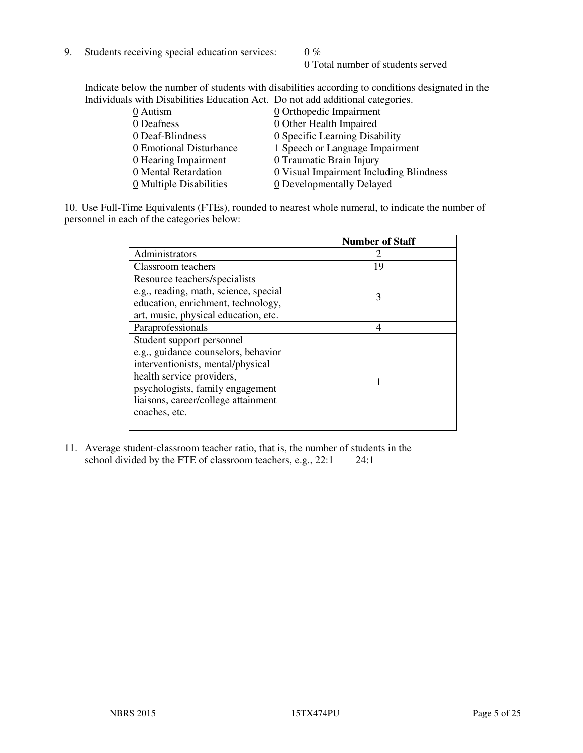9. Students receiving special education services: 0 %
   0 Total number of students served

Indicate below the number of students with disabilities according to conditions designated in the Individuals with Disabilities Education Act. Do not add additional categories.

0 Autism
0 Deafness
0 Deaf-Blindness
0 Emotional Disturbance
0 Hearing Impairment
0 Mental Retardation
0 Multiple Disabilities
0 Orthopedic Impairment
0 Other Health Impaired
0 Specific Learning Disability
1 Speech or Language Impairment
0 Traumatic Brain Injury
0 Visual Impairment Including Blindness
0 Developmentally Delayed

10. Use Full-Time Equivalents (FTEs), rounded to nearest whole numeral, to indicate the number of personnel in each of the categories below:

| | Number of Staff |
|---|---|
| Administrators | 2 |
| Classroom teachers | 19 |
| Resource teachers/specialists e.g., reading, math, science, special education, enrichment, technology, art, music, physical education, etc. | 3 |
| Paraprofessionals | 4 |
| Student support personnel e.g., guidance counselors, behavior interventionists, mental/physical health service providers, psychologists, family engagement liaisons, career/college attainment coaches, etc. | 1 |

11. Average student-classroom teacher ratio, that is, the number of students in the school divided by the FTE of classroom teachers, e.g., 22:1 24:1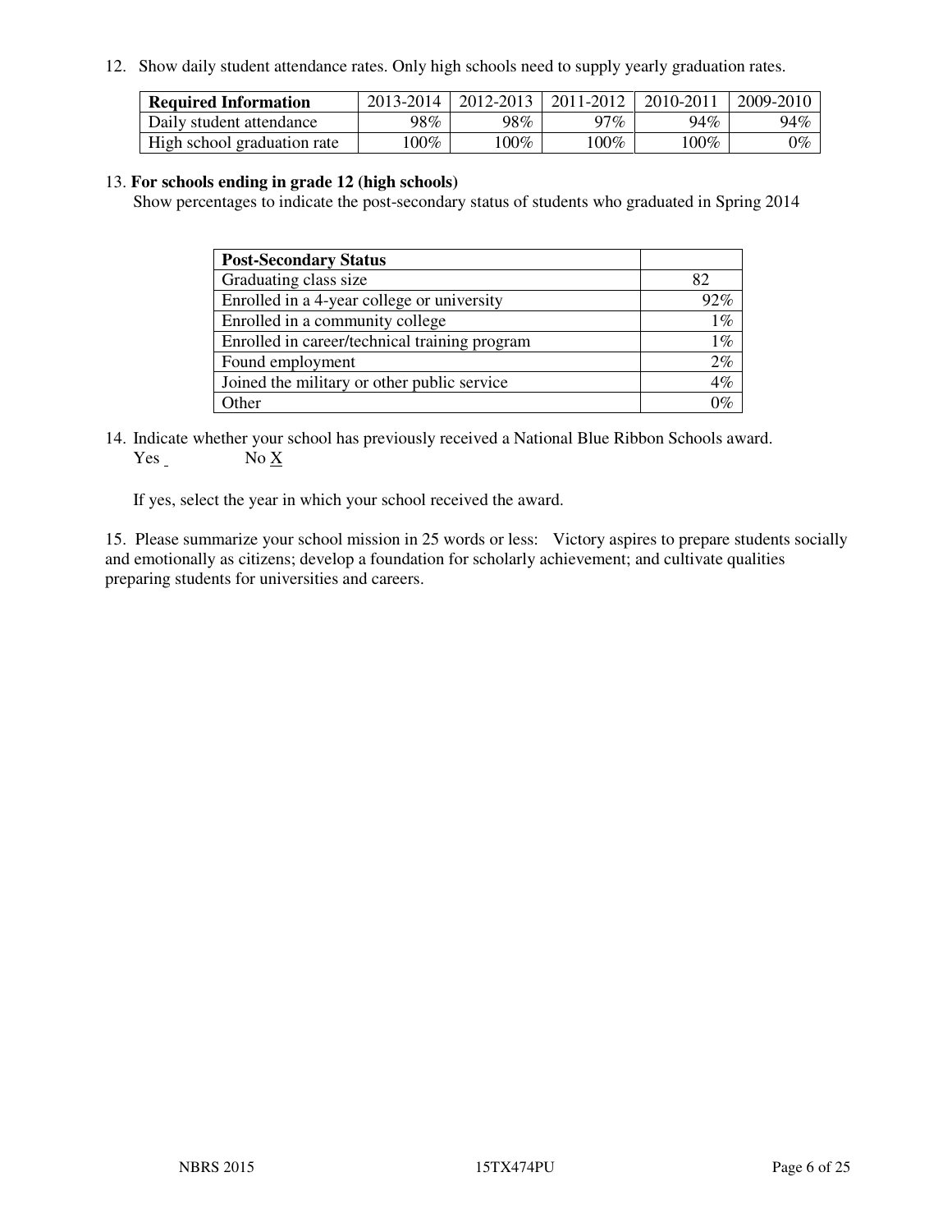12. Show daily student attendance rates. Only high schools need to supply yearly graduation rates.

| Required Information | 2013-2014 | 2012-2013 | 2011-2012 | 2010-2011 | 2009-2010 |
|---|---|---|---|---|---|
| Daily student attendance | 98% | 98% | 97% | 94% | 94% |
| High school graduation rate | 100% | 100% | 100% | 100% | 0% |

13. **For schools ending in grade 12 (high schools)**
Show percentages to indicate the post-secondary status of students who graduated in Spring 2014

| Post-Secondary Status | |
|---|---|
| Graduating class size | 82 |
| Enrolled in a 4-year college or university | 92% |
| Enrolled in a community college | 1% |
| Enrolled in career/technical training program | 1% |
| Found employment | 2% |
| Joined the military or other public service | 4% |
| Other | 0% |

14. Indicate whether your school has previously received a National Blue Ribbon Schools award.
Yes _ No X

If yes, select the year in which your school received the award.

15. Please summarize your school mission in 25 words or less: Victory aspires to prepare students socially and emotionally as citizens; develop a foundation for scholarly achievement; and cultivate qualities preparing students for universities and careers.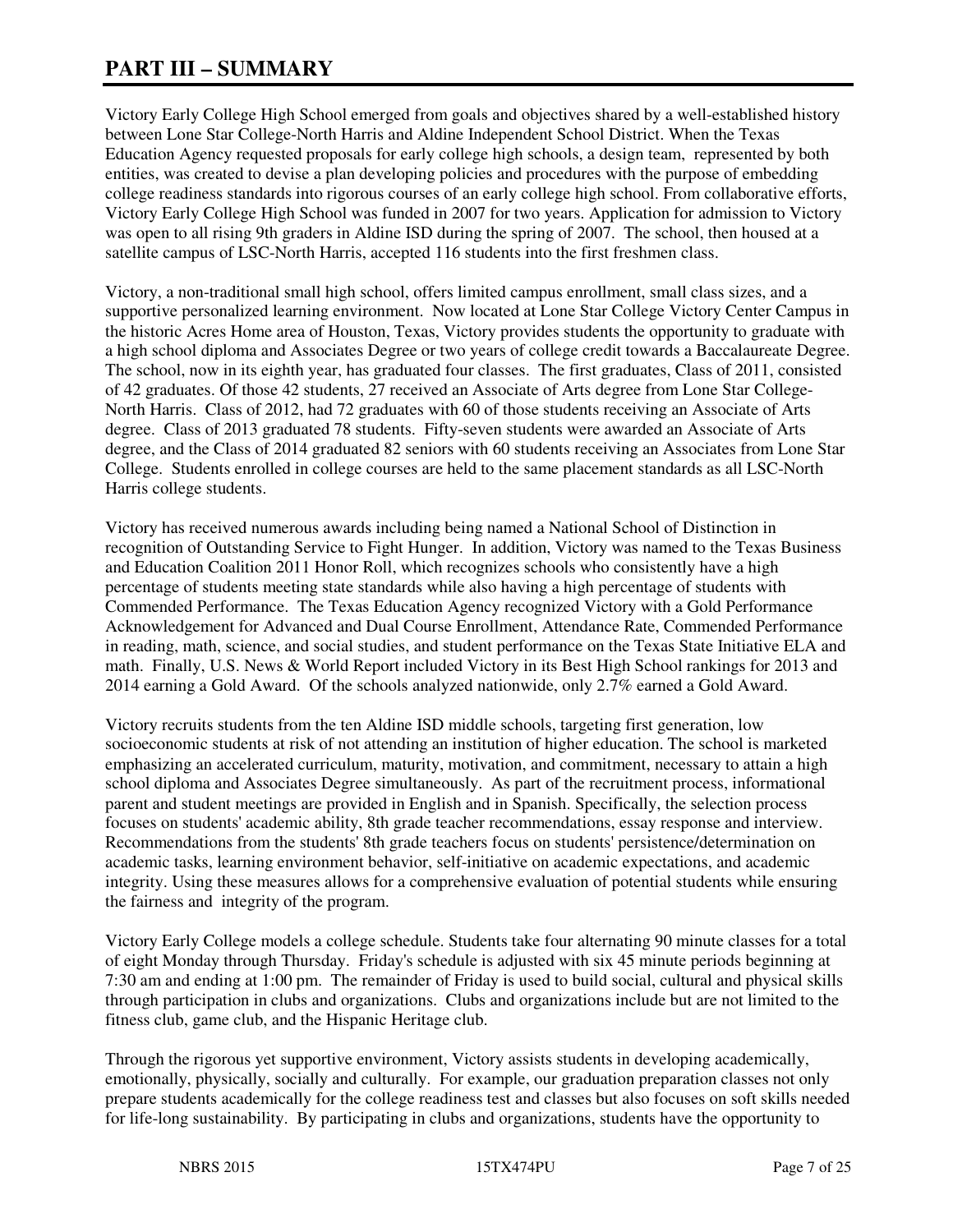# PART III – SUMMARY

Victory Early College High School emerged from goals and objectives shared by a well-established history between Lone Star College-North Harris and Aldine Independent School District. When the Texas Education Agency requested proposals for early college high schools, a design team, represented by both entities, was created to devise a plan developing policies and procedures with the purpose of embedding college readiness standards into rigorous courses of an early college high school. From collaborative efforts, Victory Early College High School was funded in 2007 for two years. Application for admission to Victory was open to all rising 9th graders in Aldine ISD during the spring of 2007. The school, then housed at a satellite campus of LSC-North Harris, accepted 116 students into the first freshmen class.

Victory, a non-traditional small high school, offers limited campus enrollment, small class sizes, and a supportive personalized learning environment. Now located at Lone Star College Victory Center Campus in the historic Acres Home area of Houston, Texas, Victory provides students the opportunity to graduate with a high school diploma and Associates Degree or two years of college credit towards a Baccalaureate Degree. The school, now in its eighth year, has graduated four classes. The first graduates, Class of 2011, consisted of 42 graduates. Of those 42 students, 27 received an Associate of Arts degree from Lone Star College-North Harris. Class of 2012, had 72 graduates with 60 of those students receiving an Associate of Arts degree. Class of 2013 graduated 78 students. Fifty-seven students were awarded an Associate of Arts degree, and the Class of 2014 graduated 82 seniors with 60 students receiving an Associates from Lone Star College. Students enrolled in college courses are held to the same placement standards as all LSC-North Harris college students.

Victory has received numerous awards including being named a National School of Distinction in recognition of Outstanding Service to Fight Hunger. In addition, Victory was named to the Texas Business and Education Coalition 2011 Honor Roll, which recognizes schools who consistently have a high percentage of students meeting state standards while also having a high percentage of students with Commended Performance. The Texas Education Agency recognized Victory with a Gold Performance Acknowledgement for Advanced and Dual Course Enrollment, Attendance Rate, Commended Performance in reading, math, science, and social studies, and student performance on the Texas State Initiative ELA and math. Finally, U.S. News & World Report included Victory in its Best High School rankings for 2013 and 2014 earning a Gold Award. Of the schools analyzed nationwide, only 2.7% earned a Gold Award.

Victory recruits students from the ten Aldine ISD middle schools, targeting first generation, low socioeconomic students at risk of not attending an institution of higher education. The school is marketed emphasizing an accelerated curriculum, maturity, motivation, and commitment, necessary to attain a high school diploma and Associates Degree simultaneously. As part of the recruitment process, informational parent and student meetings are provided in English and in Spanish. Specifically, the selection process focuses on students' academic ability, 8th grade teacher recommendations, essay response and interview. Recommendations from the students' 8th grade teachers focus on students' persistence/determination on academic tasks, learning environment behavior, self-initiative on academic expectations, and academic integrity. Using these measures allows for a comprehensive evaluation of potential students while ensuring the fairness and integrity of the program.

Victory Early College models a college schedule. Students take four alternating 90 minute classes for a total of eight Monday through Thursday. Friday's schedule is adjusted with six 45 minute periods beginning at 7:30 am and ending at 1:00 pm. The remainder of Friday is used to build social, cultural and physical skills through participation in clubs and organizations. Clubs and organizations include but are not limited to the fitness club, game club, and the Hispanic Heritage club.

Through the rigorous yet supportive environment, Victory assists students in developing academically, emotionally, physically, socially and culturally. For example, our graduation preparation classes not only prepare students academically for the college readiness test and classes but also focuses on soft skills needed for life-long sustainability. By participating in clubs and organizations, students have the opportunity to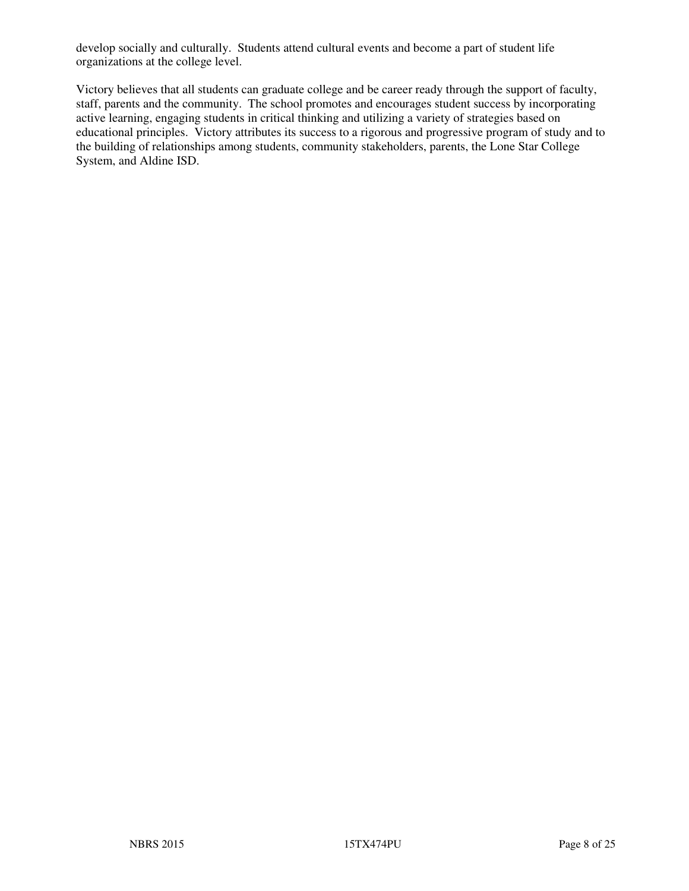develop socially and culturally.  Students attend cultural events and become a part of student life organizations at the college level.

Victory believes that all students can graduate college and be career ready through the support of faculty, staff, parents and the community.  The school promotes and encourages student success by incorporating active learning, engaging students in critical thinking and utilizing a variety of strategies based on educational principles.  Victory attributes its success to a rigorous and progressive program of study and to the building of relationships among students, community stakeholders, parents, the Lone Star College System, and Aldine ISD.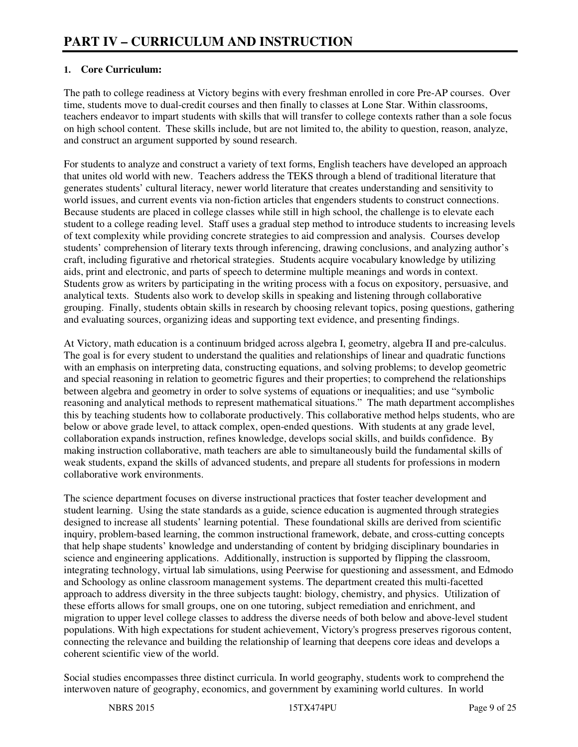# PART IV – CURRICULUM AND INSTRUCTION

## 1. Core Curriculum:

The path to college readiness at Victory begins with every freshman enrolled in core Pre-AP courses. Over time, students move to dual-credit courses and then finally to classes at Lone Star. Within classrooms, teachers endeavor to impart students with skills that will transfer to college contexts rather than a sole focus on high school content. These skills include, but are not limited to, the ability to question, reason, analyze, and construct an argument supported by sound research.

For students to analyze and construct a variety of text forms, English teachers have developed an approach that unites old world with new. Teachers address the TEKS through a blend of traditional literature that generates students' cultural literacy, newer world literature that creates understanding and sensitivity to world issues, and current events via non-fiction articles that engenders students to construct connections. Because students are placed in college classes while still in high school, the challenge is to elevate each student to a college reading level. Staff uses a gradual step method to introduce students to increasing levels of text complexity while providing concrete strategies to aid compression and analysis. Courses develop students' comprehension of literary texts through inferencing, drawing conclusions, and analyzing author's craft, including figurative and rhetorical strategies. Students acquire vocabulary knowledge by utilizing aids, print and electronic, and parts of speech to determine multiple meanings and words in context. Students grow as writers by participating in the writing process with a focus on expository, persuasive, and analytical texts. Students also work to develop skills in speaking and listening through collaborative grouping. Finally, students obtain skills in research by choosing relevant topics, posing questions, gathering and evaluating sources, organizing ideas and supporting text evidence, and presenting findings.

At Victory, math education is a continuum bridged across algebra I, geometry, algebra II and pre-calculus. The goal is for every student to understand the qualities and relationships of linear and quadratic functions with an emphasis on interpreting data, constructing equations, and solving problems; to develop geometric and special reasoning in relation to geometric figures and their properties; to comprehend the relationships between algebra and geometry in order to solve systems of equations or inequalities; and use "symbolic reasoning and analytical methods to represent mathematical situations." The math department accomplishes this by teaching students how to collaborate productively. This collaborative method helps students, who are below or above grade level, to attack complex, open-ended questions. With students at any grade level, collaboration expands instruction, refines knowledge, develops social skills, and builds confidence. By making instruction collaborative, math teachers are able to simultaneously build the fundamental skills of weak students, expand the skills of advanced students, and prepare all students for professions in modern collaborative work environments.

The science department focuses on diverse instructional practices that foster teacher development and student learning. Using the state standards as a guide, science education is augmented through strategies designed to increase all students' learning potential. These foundational skills are derived from scientific inquiry, problem-based learning, the common instructional framework, debate, and cross-cutting concepts that help shape students' knowledge and understanding of content by bridging disciplinary boundaries in science and engineering applications. Additionally, instruction is supported by flipping the classroom, integrating technology, virtual lab simulations, using Peerwise for questioning and assessment, and Edmodo and Schoology as online classroom management systems. The department created this multi-facetted approach to address diversity in the three subjects taught: biology, chemistry, and physics. Utilization of these efforts allows for small groups, one on one tutoring, subject remediation and enrichment, and migration to upper level college classes to address the diverse needs of both below and above-level student populations. With high expectations for student achievement, Victory's progress preserves rigorous content, connecting the relevance and building the relationship of learning that deepens core ideas and develops a coherent scientific view of the world.

Social studies encompasses three distinct curricula. In world geography, students work to comprehend the interwoven nature of geography, economics, and government by examining world cultures. In world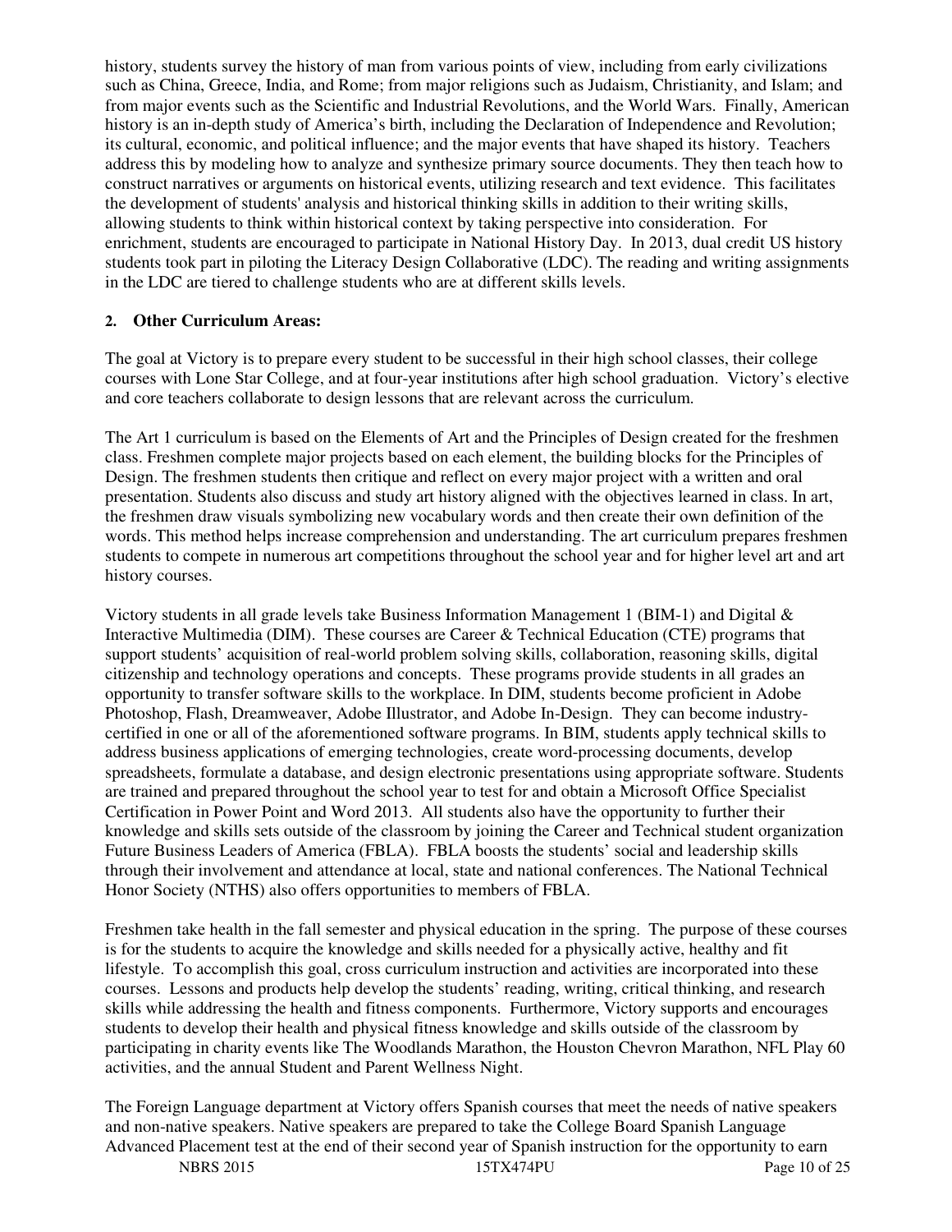history, students survey the history of man from various points of view, including from early civilizations such as China, Greece, India, and Rome; from major religions such as Judaism, Christianity, and Islam; and from major events such as the Scientific and Industrial Revolutions, and the World Wars. Finally, American history is an in-depth study of America's birth, including the Declaration of Independence and Revolution; its cultural, economic, and political influence; and the major events that have shaped its history. Teachers address this by modeling how to analyze and synthesize primary source documents. They then teach how to construct narratives or arguments on historical events, utilizing research and text evidence. This facilitates the development of students' analysis and historical thinking skills in addition to their writing skills, allowing students to think within historical context by taking perspective into consideration. For enrichment, students are encouraged to participate in National History Day. In 2013, dual credit US history students took part in piloting the Literacy Design Collaborative (LDC). The reading and writing assignments in the LDC are tiered to challenge students who are at different skills levels.

## 2. Other Curriculum Areas:

The goal at Victory is to prepare every student to be successful in their high school classes, their college courses with Lone Star College, and at four-year institutions after high school graduation. Victory's elective and core teachers collaborate to design lessons that are relevant across the curriculum.

The Art 1 curriculum is based on the Elements of Art and the Principles of Design created for the freshmen class. Freshmen complete major projects based on each element, the building blocks for the Principles of Design. The freshmen students then critique and reflect on every major project with a written and oral presentation. Students also discuss and study art history aligned with the objectives learned in class. In art, the freshmen draw visuals symbolizing new vocabulary words and then create their own definition of the words. This method helps increase comprehension and understanding. The art curriculum prepares freshmen students to compete in numerous art competitions throughout the school year and for higher level art and art history courses.

Victory students in all grade levels take Business Information Management 1 (BIM-1) and Digital & Interactive Multimedia (DIM). These courses are Career & Technical Education (CTE) programs that support students' acquisition of real-world problem solving skills, collaboration, reasoning skills, digital citizenship and technology operations and concepts. These programs provide students in all grades an opportunity to transfer software skills to the workplace. In DIM, students become proficient in Adobe Photoshop, Flash, Dreamweaver, Adobe Illustrator, and Adobe In-Design. They can become industry-certified in one or all of the aforementioned software programs. In BIM, students apply technical skills to address business applications of emerging technologies, create word-processing documents, develop spreadsheets, formulate a database, and design electronic presentations using appropriate software. Students are trained and prepared throughout the school year to test for and obtain a Microsoft Office Specialist Certification in Power Point and Word 2013. All students also have the opportunity to further their knowledge and skills sets outside of the classroom by joining the Career and Technical student organization Future Business Leaders of America (FBLA). FBLA boosts the students' social and leadership skills through their involvement and attendance at local, state and national conferences. The National Technical Honor Society (NTHS) also offers opportunities to members of FBLA.

Freshmen take health in the fall semester and physical education in the spring. The purpose of these courses is for the students to acquire the knowledge and skills needed for a physically active, healthy and fit lifestyle. To accomplish this goal, cross curriculum instruction and activities are incorporated into these courses. Lessons and products help develop the students' reading, writing, critical thinking, and research skills while addressing the health and fitness components. Furthermore, Victory supports and encourages students to develop their health and physical fitness knowledge and skills outside of the classroom by participating in charity events like The Woodlands Marathon, the Houston Chevron Marathon, NFL Play 60 activities, and the annual Student and Parent Wellness Night.

The Foreign Language department at Victory offers Spanish courses that meet the needs of native speakers and non-native speakers. Native speakers are prepared to take the College Board Spanish Language Advanced Placement test at the end of their second year of Spanish instruction for the opportunity to earn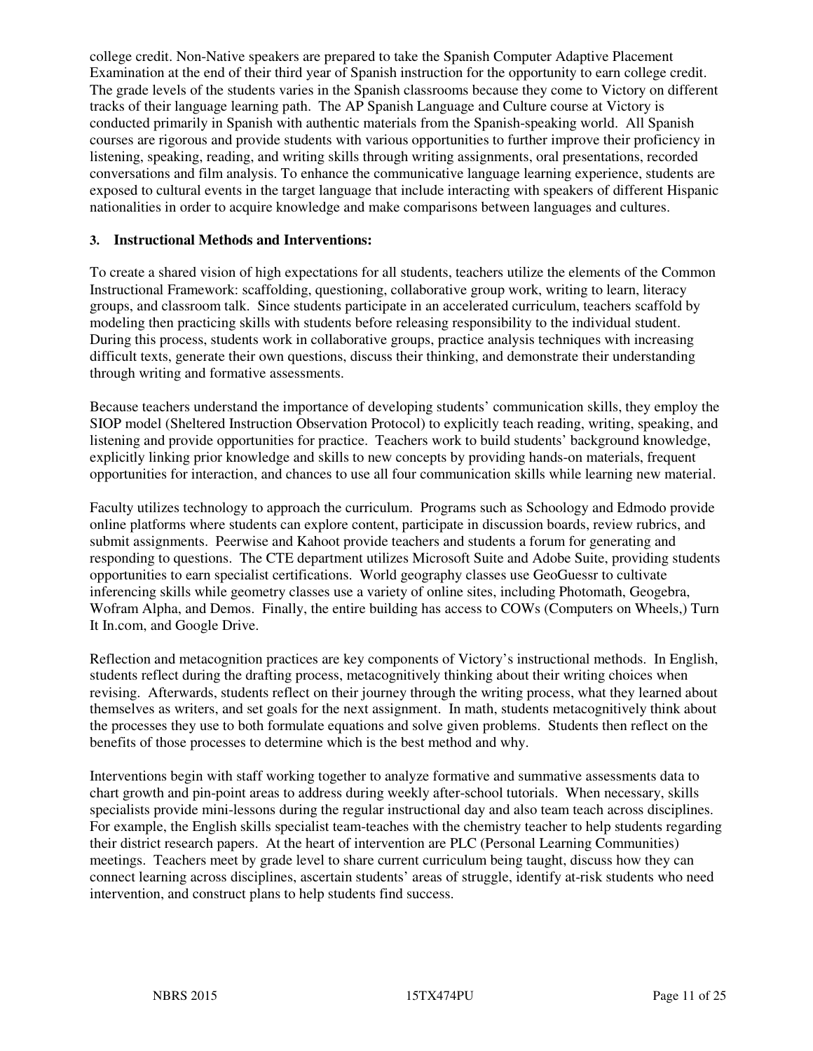college credit. Non-Native speakers are prepared to take the Spanish Computer Adaptive Placement Examination at the end of their third year of Spanish instruction for the opportunity to earn college credit. The grade levels of the students varies in the Spanish classrooms because they come to Victory on different tracks of their language learning path. The AP Spanish Language and Culture course at Victory is conducted primarily in Spanish with authentic materials from the Spanish-speaking world. All Spanish courses are rigorous and provide students with various opportunities to further improve their proficiency in listening, speaking, reading, and writing skills through writing assignments, oral presentations, recorded conversations and film analysis. To enhance the communicative language learning experience, students are exposed to cultural events in the target language that include interacting with speakers of different Hispanic nationalities in order to acquire knowledge and make comparisons between languages and cultures.

**3. Instructional Methods and Interventions:**

To create a shared vision of high expectations for all students, teachers utilize the elements of the Common Instructional Framework: scaffolding, questioning, collaborative group work, writing to learn, literacy groups, and classroom talk. Since students participate in an accelerated curriculum, teachers scaffold by modeling then practicing skills with students before releasing responsibility to the individual student. During this process, students work in collaborative groups, practice analysis techniques with increasing difficult texts, generate their own questions, discuss their thinking, and demonstrate their understanding through writing and formative assessments.

Because teachers understand the importance of developing students' communication skills, they employ the SIOP model (Sheltered Instruction Observation Protocol) to explicitly teach reading, writing, speaking, and listening and provide opportunities for practice. Teachers work to build students' background knowledge, explicitly linking prior knowledge and skills to new concepts by providing hands-on materials, frequent opportunities for interaction, and chances to use all four communication skills while learning new material.

Faculty utilizes technology to approach the curriculum. Programs such as Schoology and Edmodo provide online platforms where students can explore content, participate in discussion boards, review rubrics, and submit assignments. Peerwise and Kahoot provide teachers and students a forum for generating and responding to questions. The CTE department utilizes Microsoft Suite and Adobe Suite, providing students opportunities to earn specialist certifications. World geography classes use GeoGuessr to cultivate inferencing skills while geometry classes use a variety of online sites, including Photomath, Geogebra, Wofram Alpha, and Demos. Finally, the entire building has access to COWs (Computers on Wheels,) Turn It In.com, and Google Drive.

Reflection and metacognition practices are key components of Victory's instructional methods. In English, students reflect during the drafting process, metacognitively thinking about their writing choices when revising. Afterwards, students reflect on their journey through the writing process, what they learned about themselves as writers, and set goals for the next assignment. In math, students metacognitively think about the processes they use to both formulate equations and solve given problems. Students then reflect on the benefits of those processes to determine which is the best method and why.

Interventions begin with staff working together to analyze formative and summative assessments data to chart growth and pin-point areas to address during weekly after-school tutorials. When necessary, skills specialists provide mini-lessons during the regular instructional day and also team teach across disciplines. For example, the English skills specialist team-teaches with the chemistry teacher to help students regarding their district research papers. At the heart of intervention are PLC (Personal Learning Communities) meetings. Teachers meet by grade level to share current curriculum being taught, discuss how they can connect learning across disciplines, ascertain students' areas of struggle, identify at-risk students who need intervention, and construct plans to help students find success.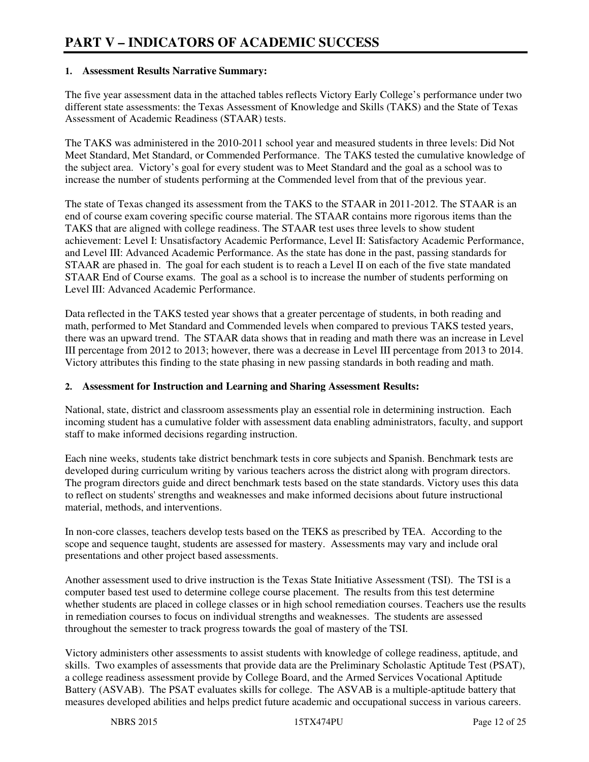# PART V – INDICATORS OF ACADEMIC SUCCESS

**1. Assessment Results Narrative Summary:**

The five year assessment data in the attached tables reflects Victory Early College's performance under two different state assessments: the Texas Assessment of Knowledge and Skills (TAKS) and the State of Texas Assessment of Academic Readiness (STAAR) tests.

The TAKS was administered in the 2010-2011 school year and measured students in three levels: Did Not Meet Standard, Met Standard, or Commended Performance. The TAKS tested the cumulative knowledge of the subject area. Victory's goal for every student was to Meet Standard and the goal as a school was to increase the number of students performing at the Commended level from that of the previous year.

The state of Texas changed its assessment from the TAKS to the STAAR in 2011-2012. The STAAR is an end of course exam covering specific course material. The STAAR contains more rigorous items than the TAKS that are aligned with college readiness. The STAAR test uses three levels to show student achievement: Level I: Unsatisfactory Academic Performance, Level II: Satisfactory Academic Performance, and Level III: Advanced Academic Performance. As the state has done in the past, passing standards for STAAR are phased in. The goal for each student is to reach a Level II on each of the five state mandated STAAR End of Course exams. The goal as a school is to increase the number of students performing on Level III: Advanced Academic Performance.

Data reflected in the TAKS tested year shows that a greater percentage of students, in both reading and math, performed to Met Standard and Commended levels when compared to previous TAKS tested years, there was an upward trend. The STAAR data shows that in reading and math there was an increase in Level III percentage from 2012 to 2013; however, there was a decrease in Level III percentage from 2013 to 2014. Victory attributes this finding to the state phasing in new passing standards in both reading and math.

**2. Assessment for Instruction and Learning and Sharing Assessment Results:**

National, state, district and classroom assessments play an essential role in determining instruction. Each incoming student has a cumulative folder with assessment data enabling administrators, faculty, and support staff to make informed decisions regarding instruction.

Each nine weeks, students take district benchmark tests in core subjects and Spanish. Benchmark tests are developed during curriculum writing by various teachers across the district along with program directors. The program directors guide and direct benchmark tests based on the state standards. Victory uses this data to reflect on students' strengths and weaknesses and make informed decisions about future instructional material, methods, and interventions.

In non-core classes, teachers develop tests based on the TEKS as prescribed by TEA. According to the scope and sequence taught, students are assessed for mastery. Assessments may vary and include oral presentations and other project based assessments.

Another assessment used to drive instruction is the Texas State Initiative Assessment (TSI). The TSI is a computer based test used to determine college course placement. The results from this test determine whether students are placed in college classes or in high school remediation courses. Teachers use the results in remediation courses to focus on individual strengths and weaknesses. The students are assessed throughout the semester to track progress towards the goal of mastery of the TSI.

Victory administers other assessments to assist students with knowledge of college readiness, aptitude, and skills. Two examples of assessments that provide data are the Preliminary Scholastic Aptitude Test (PSAT), a college readiness assessment provide by College Board, and the Armed Services Vocational Aptitude Battery (ASVAB). The PSAT evaluates skills for college. The ASVAB is a multiple-aptitude battery that measures developed abilities and helps predict future academic and occupational success in various careers.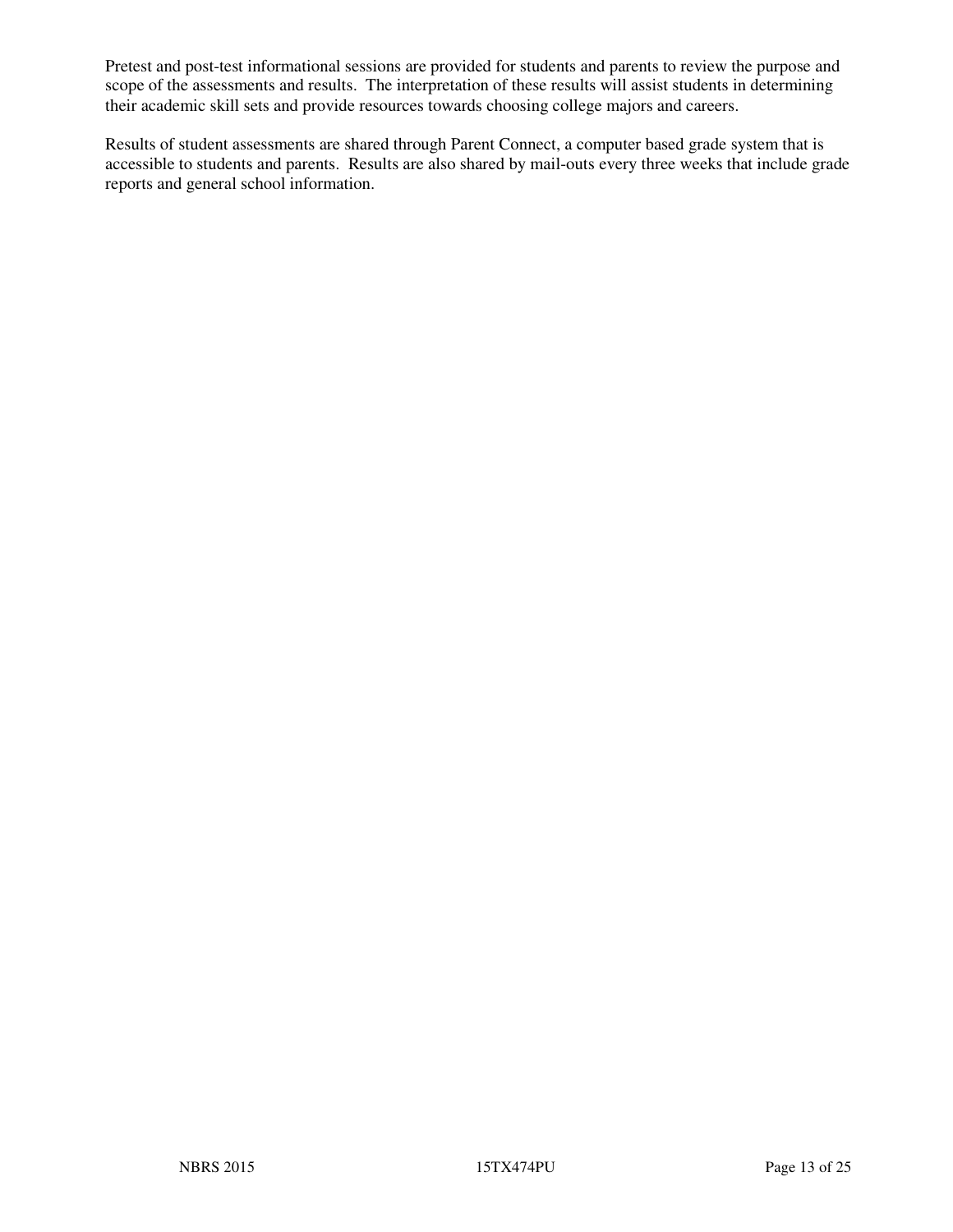Pretest and post-test informational sessions are provided for students and parents to review the purpose and scope of the assessments and results. The interpretation of these results will assist students in determining their academic skill sets and provide resources towards choosing college majors and careers.

Results of student assessments are shared through Parent Connect, a computer based grade system that is accessible to students and parents. Results are also shared by mail-outs every three weeks that include grade reports and general school information.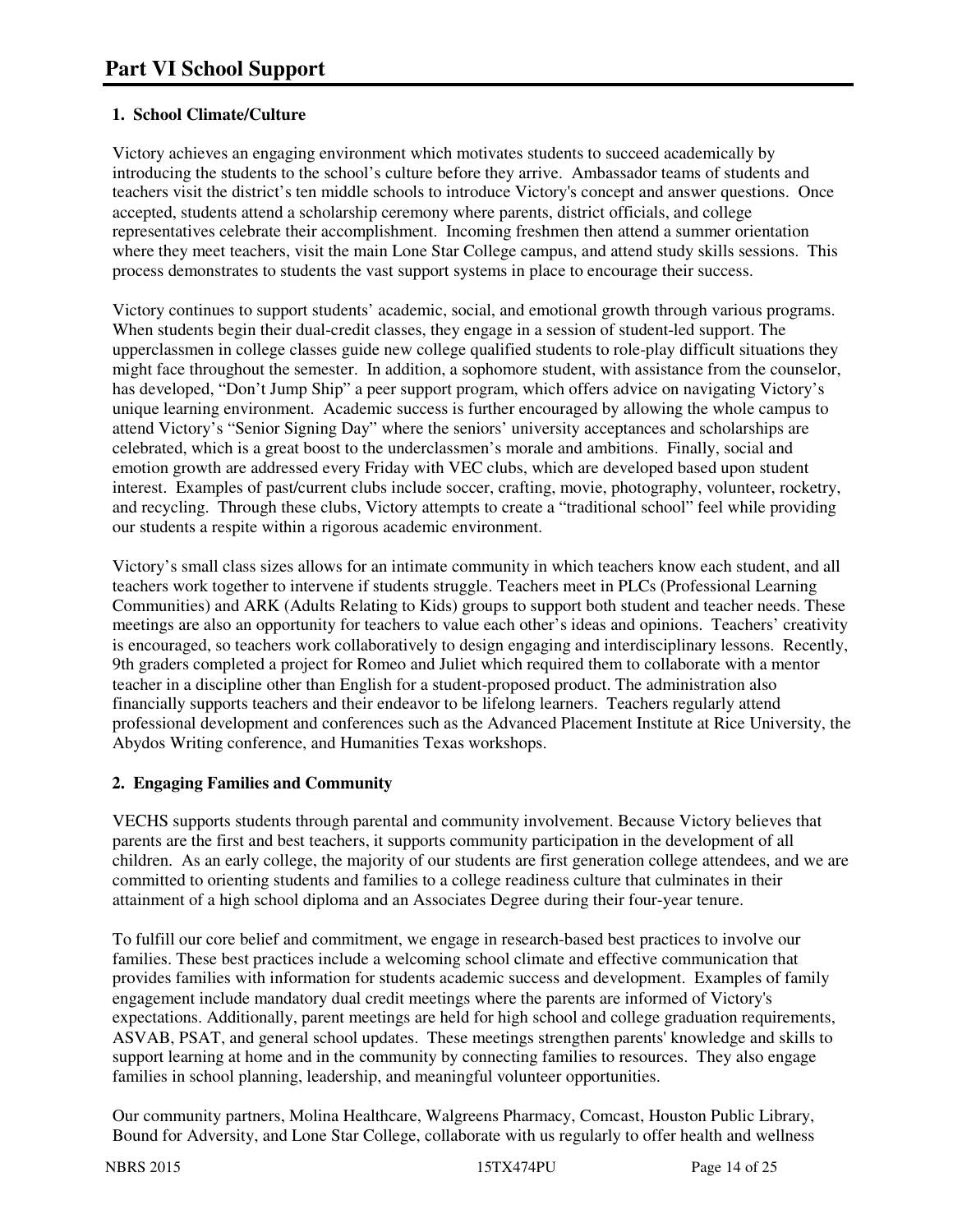# Part VI School Support

**1. School Climate/Culture**

Victory achieves an engaging environment which motivates students to succeed academically by introducing the students to the school's culture before they arrive. Ambassador teams of students and teachers visit the district's ten middle schools to introduce Victory's concept and answer questions. Once accepted, students attend a scholarship ceremony where parents, district officials, and college representatives celebrate their accomplishment. Incoming freshmen then attend a summer orientation where they meet teachers, visit the main Lone Star College campus, and attend study skills sessions. This process demonstrates to students the vast support systems in place to encourage their success.

Victory continues to support students' academic, social, and emotional growth through various programs. When students begin their dual-credit classes, they engage in a session of student-led support. The upperclassmen in college classes guide new college qualified students to role-play difficult situations they might face throughout the semester. In addition, a sophomore student, with assistance from the counselor, has developed, "Don't Jump Ship" a peer support program, which offers advice on navigating Victory's unique learning environment. Academic success is further encouraged by allowing the whole campus to attend Victory's "Senior Signing Day" where the seniors' university acceptances and scholarships are celebrated, which is a great boost to the underclassmen's morale and ambitions. Finally, social and emotion growth are addressed every Friday with VEC clubs, which are developed based upon student interest. Examples of past/current clubs include soccer, crafting, movie, photography, volunteer, rocketry, and recycling. Through these clubs, Victory attempts to create a "traditional school" feel while providing our students a respite within a rigorous academic environment.

Victory's small class sizes allows for an intimate community in which teachers know each student, and all teachers work together to intervene if students struggle. Teachers meet in PLCs (Professional Learning Communities) and ARK (Adults Relating to Kids) groups to support both student and teacher needs. These meetings are also an opportunity for teachers to value each other's ideas and opinions. Teachers' creativity is encouraged, so teachers work collaboratively to design engaging and interdisciplinary lessons. Recently, 9th graders completed a project for Romeo and Juliet which required them to collaborate with a mentor teacher in a discipline other than English for a student-proposed product. The administration also financially supports teachers and their endeavor to be lifelong learners. Teachers regularly attend professional development and conferences such as the Advanced Placement Institute at Rice University, the Abydos Writing conference, and Humanities Texas workshops.

**2. Engaging Families and Community**

VECHS supports students through parental and community involvement. Because Victory believes that parents are the first and best teachers, it supports community participation in the development of all children. As an early college, the majority of our students are first generation college attendees, and we are committed to orienting students and families to a college readiness culture that culminates in their attainment of a high school diploma and an Associates Degree during their four-year tenure.

To fulfill our core belief and commitment, we engage in research-based best practices to involve our families. These best practices include a welcoming school climate and effective communication that provides families with information for students academic success and development. Examples of family engagement include mandatory dual credit meetings where the parents are informed of Victory's expectations. Additionally, parent meetings are held for high school and college graduation requirements, ASVAB, PSAT, and general school updates. These meetings strengthen parents' knowledge and skills to support learning at home and in the community by connecting families to resources. They also engage families in school planning, leadership, and meaningful volunteer opportunities.

Our community partners, Molina Healthcare, Walgreens Pharmacy, Comcast, Houston Public Library, Bound for Adversity, and Lone Star College, collaborate with us regularly to offer health and wellness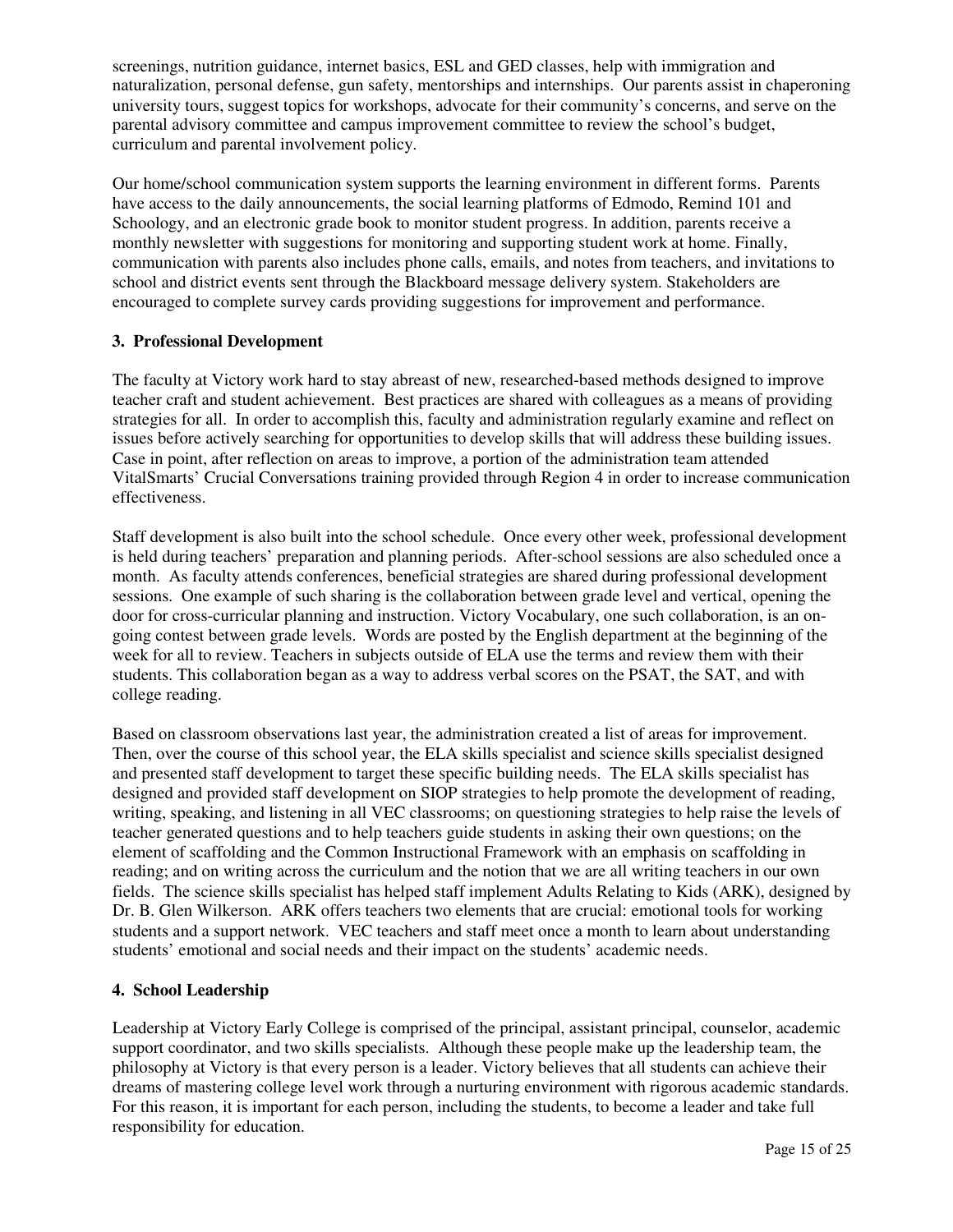screenings, nutrition guidance, internet basics, ESL and GED classes, help with immigration and naturalization, personal defense, gun safety, mentorships and internships. Our parents assist in chaperoning university tours, suggest topics for workshops, advocate for their community's concerns, and serve on the parental advisory committee and campus improvement committee to review the school's budget, curriculum and parental involvement policy.

Our home/school communication system supports the learning environment in different forms. Parents have access to the daily announcements, the social learning platforms of Edmodo, Remind 101 and Schoology, and an electronic grade book to monitor student progress. In addition, parents receive a monthly newsletter with suggestions for monitoring and supporting student work at home. Finally, communication with parents also includes phone calls, emails, and notes from teachers, and invitations to school and district events sent through the Blackboard message delivery system. Stakeholders are encouraged to complete survey cards providing suggestions for improvement and performance.

### 3. Professional Development

The faculty at Victory work hard to stay abreast of new, researched-based methods designed to improve teacher craft and student achievement. Best practices are shared with colleagues as a means of providing strategies for all. In order to accomplish this, faculty and administration regularly examine and reflect on issues before actively searching for opportunities to develop skills that will address these building issues. Case in point, after reflection on areas to improve, a portion of the administration team attended VitalSmarts' Crucial Conversations training provided through Region 4 in order to increase communication effectiveness.

Staff development is also built into the school schedule. Once every other week, professional development is held during teachers' preparation and planning periods. After-school sessions are also scheduled once a month. As faculty attends conferences, beneficial strategies are shared during professional development sessions. One example of such sharing is the collaboration between grade level and vertical, opening the door for cross-curricular planning and instruction. Victory Vocabulary, one such collaboration, is an on-going contest between grade levels. Words are posted by the English department at the beginning of the week for all to review. Teachers in subjects outside of ELA use the terms and review them with their students. This collaboration began as a way to address verbal scores on the PSAT, the SAT, and with college reading.

Based on classroom observations last year, the administration created a list of areas for improvement. Then, over the course of this school year, the ELA skills specialist and science skills specialist designed and presented staff development to target these specific building needs. The ELA skills specialist has designed and provided staff development on SIOP strategies to help promote the development of reading, writing, speaking, and listening in all VEC classrooms; on questioning strategies to help raise the levels of teacher generated questions and to help teachers guide students in asking their own questions; on the element of scaffolding and the Common Instructional Framework with an emphasis on scaffolding in reading; and on writing across the curriculum and the notion that we are all writing teachers in our own fields. The science skills specialist has helped staff implement Adults Relating to Kids (ARK), designed by Dr. B. Glen Wilkerson. ARK offers teachers two elements that are crucial: emotional tools for working students and a support network. VEC teachers and staff meet once a month to learn about understanding students' emotional and social needs and their impact on the students' academic needs.

### 4. School Leadership

Leadership at Victory Early College is comprised of the principal, assistant principal, counselor, academic support coordinator, and two skills specialists. Although these people make up the leadership team, the philosophy at Victory is that every person is a leader. Victory believes that all students can achieve their dreams of mastering college level work through a nurturing environment with rigorous academic standards. For this reason, it is important for each person, including the students, to become a leader and take full responsibility for education.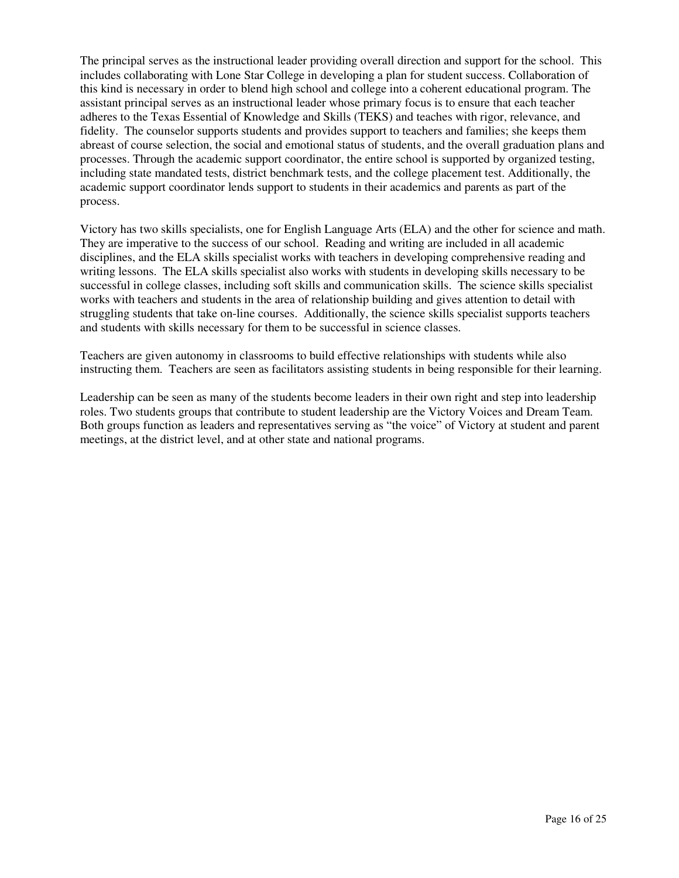The principal serves as the instructional leader providing overall direction and support for the school. This includes collaborating with Lone Star College in developing a plan for student success. Collaboration of this kind is necessary in order to blend high school and college into a coherent educational program. The assistant principal serves as an instructional leader whose primary focus is to ensure that each teacher adheres to the Texas Essential of Knowledge and Skills (TEKS) and teaches with rigor, relevance, and fidelity. The counselor supports students and provides support to teachers and families; she keeps them abreast of course selection, the social and emotional status of students, and the overall graduation plans and processes. Through the academic support coordinator, the entire school is supported by organized testing, including state mandated tests, district benchmark tests, and the college placement test. Additionally, the academic support coordinator lends support to students in their academics and parents as part of the process.

Victory has two skills specialists, one for English Language Arts (ELA) and the other for science and math. They are imperative to the success of our school. Reading and writing are included in all academic disciplines, and the ELA skills specialist works with teachers in developing comprehensive reading and writing lessons. The ELA skills specialist also works with students in developing skills necessary to be successful in college classes, including soft skills and communication skills. The science skills specialist works with teachers and students in the area of relationship building and gives attention to detail with struggling students that take on-line courses. Additionally, the science skills specialist supports teachers and students with skills necessary for them to be successful in science classes.

Teachers are given autonomy in classrooms to build effective relationships with students while also instructing them. Teachers are seen as facilitators assisting students in being responsible for their learning.

Leadership can be seen as many of the students become leaders in their own right and step into leadership roles. Two students groups that contribute to student leadership are the Victory Voices and Dream Team. Both groups function as leaders and representatives serving as "the voice" of Victory at student and parent meetings, at the district level, and at other state and national programs.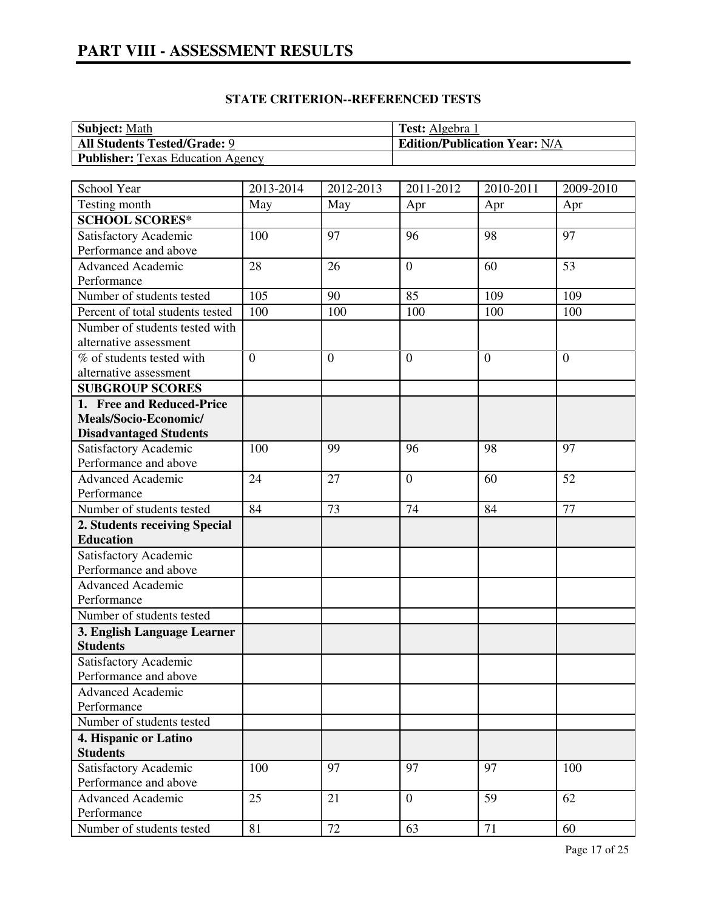# PART VIII - ASSESSMENT RESULTS

**STATE CRITERION--REFERENCED TESTS**

| **Subject:** Math | **Test:** Algebra 1 |
|---|---|
| **All Students Tested/Grade:** 9 | **Edition/Publication Year:** N/A |
| **Publisher:** Texas Education Agency | |

| School Year | 2013-2014 | 2012-2013 | 2011-2012 | 2010-2011 | 2009-2010 |
|---|---|---|---|---|---|
| Testing month | May | May | Apr | Apr | Apr |
| **SCHOOL SCORES*** | | | | | |
| Satisfactory Academic Performance and above | 100 | 97 | 96 | 98 | 97 |
| Advanced Academic Performance | 28 | 26 | 0 | 60 | 53 |
| Number of students tested | 105 | 90 | 85 | 109 | 109 |
| Percent of total students tested | 100 | 100 | 100 | 100 | 100 |
| Number of students tested with alternative assessment | | | | | |
| % of students tested with alternative assessment | 0 | 0 | 0 | 0 | 0 |
| **SUBGROUP SCORES** | | | | | |
| **1. Free and Reduced-Price Meals/Socio-Economic/ Disadvantaged Students** | | | | | |
| Satisfactory Academic Performance and above | 100 | 99 | 96 | 98 | 97 |
| Advanced Academic Performance | 24 | 27 | 0 | 60 | 52 |
| Number of students tested | 84 | 73 | 74 | 84 | 77 |
| **2. Students receiving Special Education** | | | | | |
| Satisfactory Academic Performance and above | | | | | |
| Advanced Academic Performance | | | | | |
| Number of students tested | | | | | |
| **3. English Language Learner Students** | | | | | |
| Satisfactory Academic Performance and above | | | | | |
| Advanced Academic Performance | | | | | |
| Number of students tested | | | | | |
| **4. Hispanic or Latino Students** | | | | | |
| Satisfactory Academic Performance and above | 100 | 97 | 97 | 97 | 100 |
| Advanced Academic Performance | 25 | 21 | 0 | 59 | 62 |
| Number of students tested | 81 | 72 | 63 | 71 | 60 |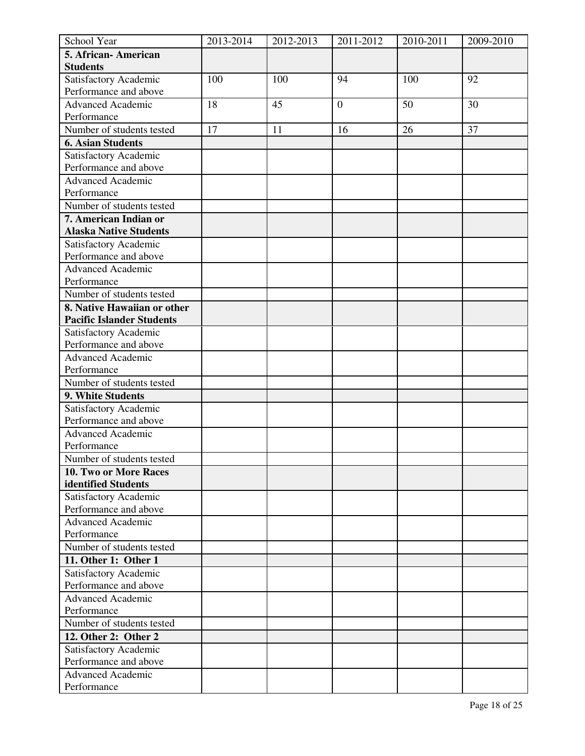| School Year | 2013-2014 | 2012-2013 | 2011-2012 | 2010-2011 | 2009-2010 |
|---|---|---|---|---|---|
| **5. African- American Students** | | | | | |
| Satisfactory Academic Performance and above | 100 | 100 | 94 | 100 | 92 |
| Advanced Academic Performance | 18 | 45 | 0 | 50 | 30 |
| Number of students tested | 17 | 11 | 16 | 26 | 37 |
| **6. Asian Students** | | | | | |
| Satisfactory Academic Performance and above | | | | | |
| Advanced Academic Performance | | | | | |
| Number of students tested | | | | | |
| **7. American Indian or Alaska Native Students** | | | | | |
| Satisfactory Academic Performance and above | | | | | |
| Advanced Academic Performance | | | | | |
| Number of students tested | | | | | |
| **8. Native Hawaiian or other Pacific Islander Students** | | | | | |
| Satisfactory Academic Performance and above | | | | | |
| Advanced Academic Performance | | | | | |
| Number of students tested | | | | | |
| **9. White Students** | | | | | |
| Satisfactory Academic Performance and above | | | | | |
| Advanced Academic Performance | | | | | |
| Number of students tested | | | | | |
| **10. Two or More Races identified Students** | | | | | |
| Satisfactory Academic Performance and above | | | | | |
| Advanced Academic Performance | | | | | |
| Number of students tested | | | | | |
| **11. Other 1: Other 1** | | | | | |
| Satisfactory Academic Performance and above | | | | | |
| Advanced Academic Performance | | | | | |
| Number of students tested | | | | | |
| **12. Other 2: Other 2** | | | | | |
| Satisfactory Academic Performance and above | | | | | |
| Advanced Academic Performance | | | | | |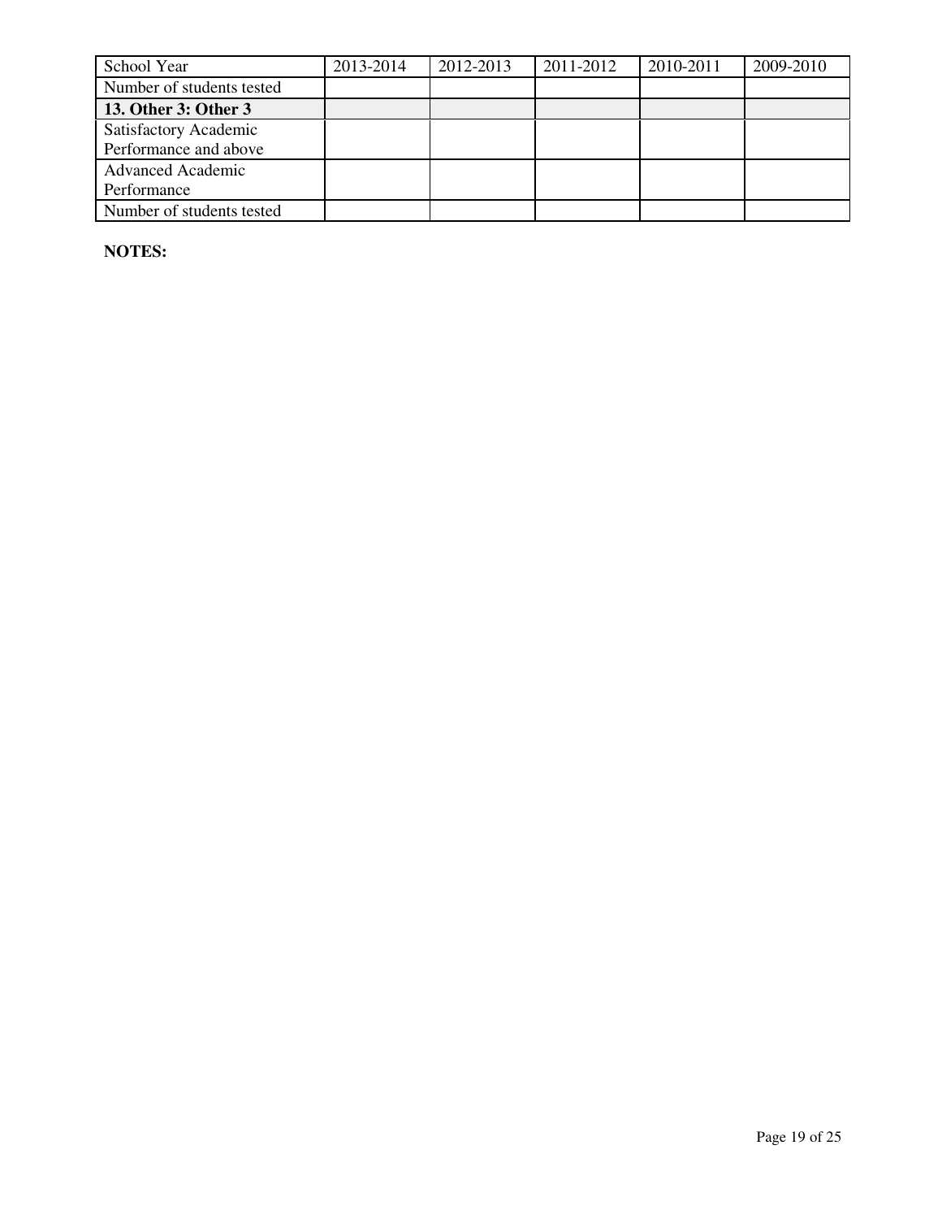| School Year | 2013-2014 | 2012-2013 | 2011-2012 | 2010-2011 | 2009-2010 |
| --- | --- | --- | --- | --- | --- |
| Number of students tested | | | | | |
| **13. Other 3: Other 3** | | | | | |
| Satisfactory Academic Performance and above | | | | | |
| Advanced Academic Performance | | | | | |
| Number of students tested | | | | | |

**NOTES:**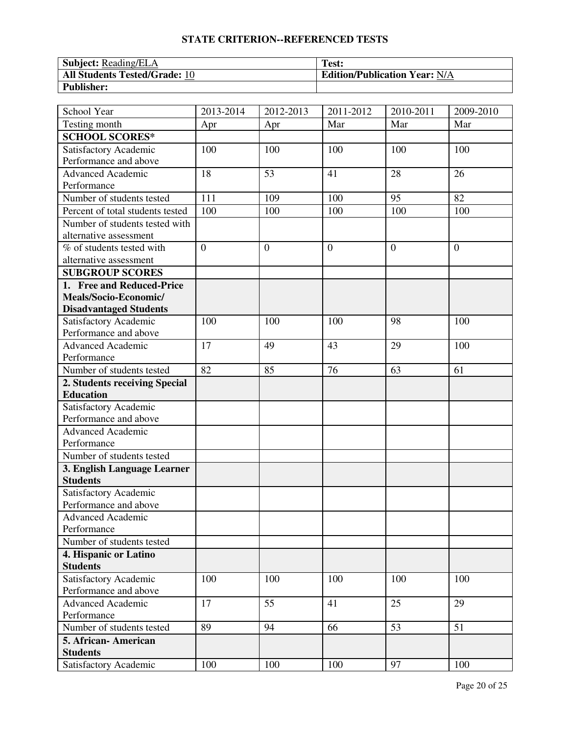## STATE CRITERION--REFERENCED TESTS

| **Subject:** Reading/ELA | **Test:** |
|---|---|
| **All Students Tested/Grade:** 10 | **Edition/Publication Year:** N/A |
| **Publisher:** | |

| School Year | 2013-2014 | 2012-2013 | 2011-2012 | 2010-2011 | 2009-2010 |
|---|---|---|---|---|---|
| Testing month | Apr | Apr | Mar | Mar | Mar |
| **SCHOOL SCORES*** | | | | | |
| Satisfactory Academic Performance and above | 100 | 100 | 100 | 100 | 100 |
| Advanced Academic Performance | 18 | 53 | 41 | 28 | 26 |
| Number of students tested | 111 | 109 | 100 | 95 | 82 |
| Percent of total students tested | 100 | 100 | 100 | 100 | 100 |
| Number of students tested with alternative assessment | | | | | |
| % of students tested with alternative assessment | 0 | 0 | 0 | 0 | 0 |
| **SUBGROUP SCORES** | | | | | |
| **1. Free and Reduced-Price Meals/Socio-Economic/ Disadvantaged Students** | | | | | |
| Satisfactory Academic Performance and above | 100 | 100 | 100 | 98 | 100 |
| Advanced Academic Performance | 17 | 49 | 43 | 29 | 100 |
| Number of students tested | 82 | 85 | 76 | 63 | 61 |
| **2. Students receiving Special Education** | | | | | |
| Satisfactory Academic Performance and above | | | | | |
| Advanced Academic Performance | | | | | |
| Number of students tested | | | | | |
| **3. English Language Learner Students** | | | | | |
| Satisfactory Academic Performance and above | | | | | |
| Advanced Academic Performance | | | | | |
| Number of students tested | | | | | |
| **4. Hispanic or Latino Students** | | | | | |
| Satisfactory Academic Performance and above | 100 | 100 | 100 | 100 | 100 |
| Advanced Academic Performance | 17 | 55 | 41 | 25 | 29 |
| Number of students tested | 89 | 94 | 66 | 53 | 51 |
| **5. African- American Students** | | | | | |
| Satisfactory Academic | 100 | 100 | 100 | 97 | 100 |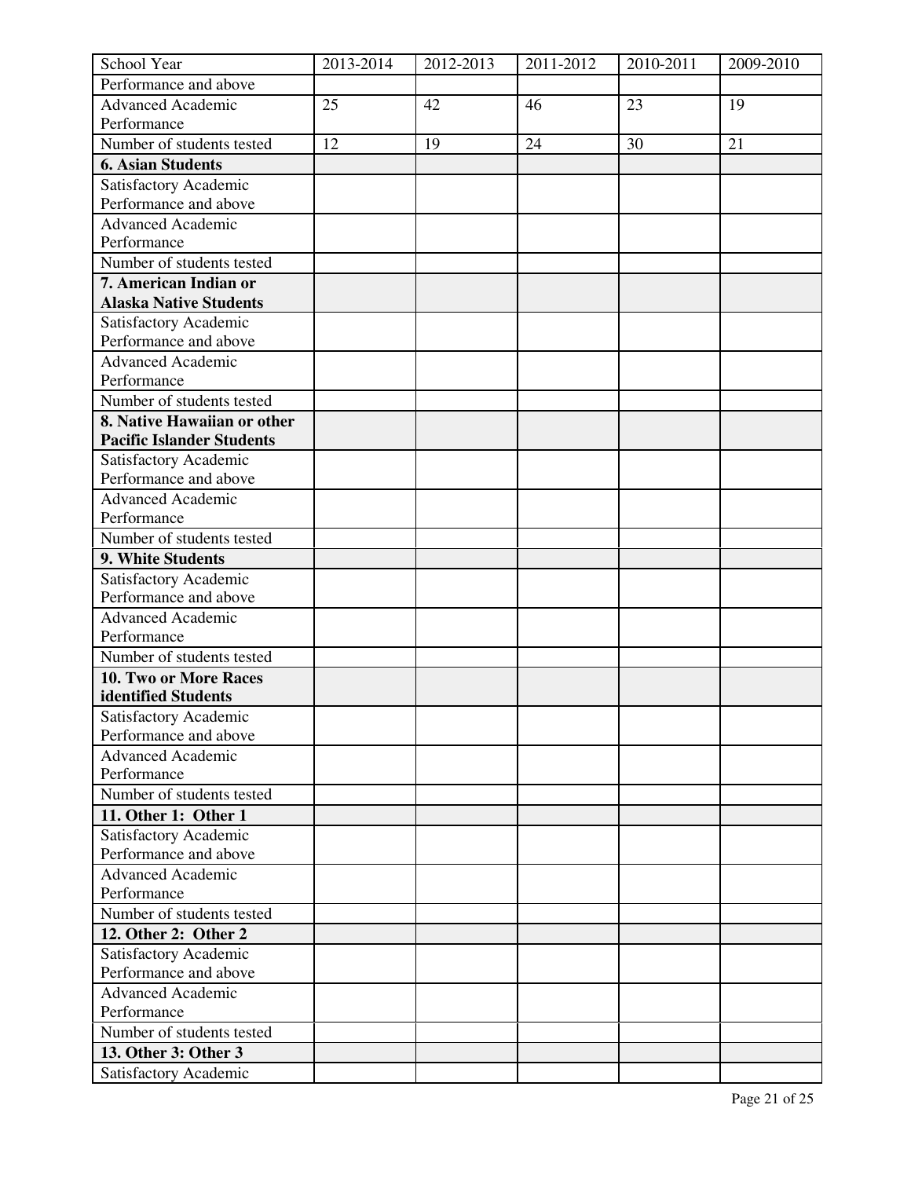| School Year | 2013-2014 | 2012-2013 | 2011-2012 | 2010-2011 | 2009-2010 |
| --- | --- | --- | --- | --- | --- |
| Performance and above | | | | | |
| Advanced Academic Performance | 25 | 42 | 46 | 23 | 19 |
| Number of students tested | 12 | 19 | 24 | 30 | 21 |
| **6. Asian Students** | | | | | |
| Satisfactory Academic Performance and above | | | | | |
| Advanced Academic Performance | | | | | |
| Number of students tested | | | | | |
| **7. American Indian or Alaska Native Students** | | | | | |
| Satisfactory Academic Performance and above | | | | | |
| Advanced Academic Performance | | | | | |
| Number of students tested | | | | | |
| **8. Native Hawaiian or other Pacific Islander Students** | | | | | |
| Satisfactory Academic Performance and above | | | | | |
| Advanced Academic Performance | | | | | |
| Number of students tested | | | | | |
| **9. White Students** | | | | | |
| Satisfactory Academic Performance and above | | | | | |
| Advanced Academic Performance | | | | | |
| Number of students tested | | | | | |
| **10. Two or More Races identified Students** | | | | | |
| Satisfactory Academic Performance and above | | | | | |
| Advanced Academic Performance | | | | | |
| Number of students tested | | | | | |
| **11. Other 1: Other 1** | | | | | |
| Satisfactory Academic Performance and above | | | | | |
| Advanced Academic Performance | | | | | |
| Number of students tested | | | | | |
| **12. Other 2: Other 2** | | | | | |
| Satisfactory Academic Performance and above | | | | | |
| Advanced Academic Performance | | | | | |
| Number of students tested | | | | | |
| **13. Other 3: Other 3** | | | | | |
| Satisfactory Academic | | | | | |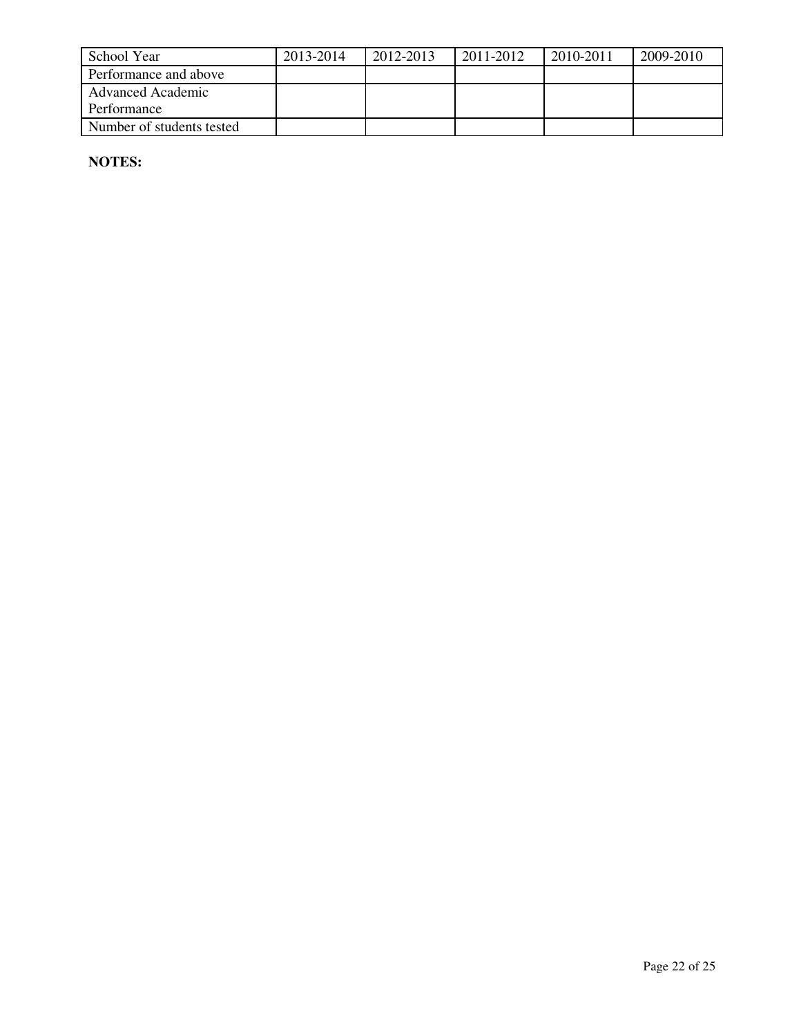| School Year | 2013-2014 | 2012-2013 | 2011-2012 | 2010-2011 | 2009-2010 |
|---|---|---|---|---|---|
| Performance and above | | | | | |
| Advanced Academic Performance | | | | | |
| Number of students tested | | | | | |

**NOTES:**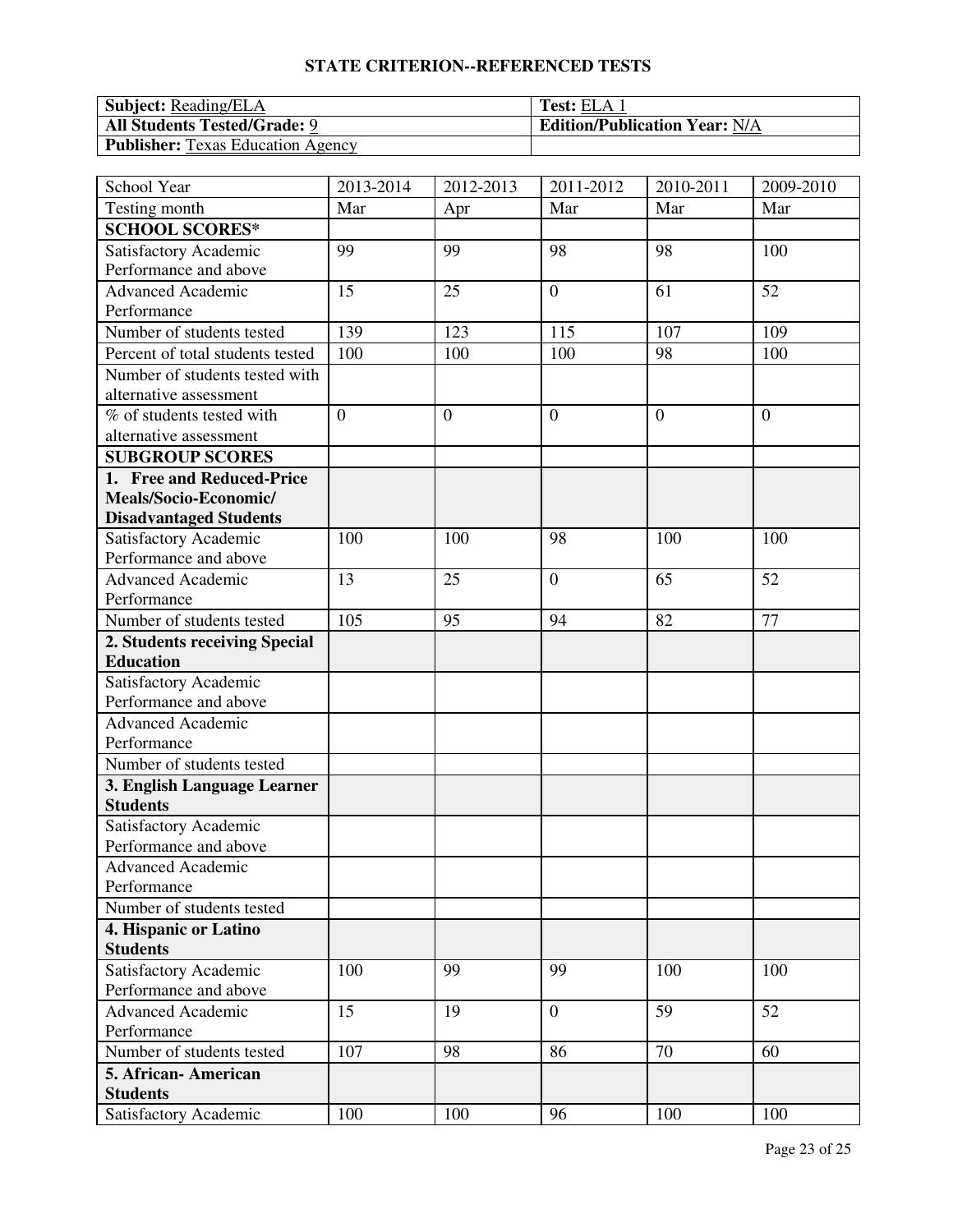## STATE CRITERION--REFERENCED TESTS

| **Subject:** Reading/ELA | **Test:** ELA 1 |
|---|---|
| **All Students Tested/Grade:** 9 | **Edition/Publication Year:** N/A |
| **Publisher:** Texas Education Agency | |

| School Year | 2013-2014 | 2012-2013 | 2011-2012 | 2010-2011 | 2009-2010 |
|---|---|---|---|---|---|
| Testing month | Mar | Apr | Mar | Mar | Mar |
| **SCHOOL SCORES*** | | | | | |
| Satisfactory Academic Performance and above | 99 | 99 | 98 | 98 | 100 |
| Advanced Academic Performance | 15 | 25 | 0 | 61 | 52 |
| Number of students tested | 139 | 123 | 115 | 107 | 109 |
| Percent of total students tested | 100 | 100 | 100 | 98 | 100 |
| Number of students tested with alternative assessment | | | | | |
| % of students tested with alternative assessment | 0 | 0 | 0 | 0 | 0 |
| **SUBGROUP SCORES** | | | | | |
| **1. Free and Reduced-Price Meals/Socio-Economic/ Disadvantaged Students** | | | | | |
| Satisfactory Academic Performance and above | 100 | 100 | 98 | 100 | 100 |
| Advanced Academic Performance | 13 | 25 | 0 | 65 | 52 |
| Number of students tested | 105 | 95 | 94 | 82 | 77 |
| **2. Students receiving Special Education** | | | | | |
| Satisfactory Academic Performance and above | | | | | |
| Advanced Academic Performance | | | | | |
| Number of students tested | | | | | |
| **3. English Language Learner Students** | | | | | |
| Satisfactory Academic Performance and above | | | | | |
| Advanced Academic Performance | | | | | |
| Number of students tested | | | | | |
| **4. Hispanic or Latino Students** | | | | | |
| Satisfactory Academic Performance and above | 100 | 99 | 99 | 100 | 100 |
| Advanced Academic Performance | 15 | 19 | 0 | 59 | 52 |
| Number of students tested | 107 | 98 | 86 | 70 | 60 |
| **5. African- American Students** | | | | | |
| Satisfactory Academic | 100 | 100 | 96 | 100 | 100 |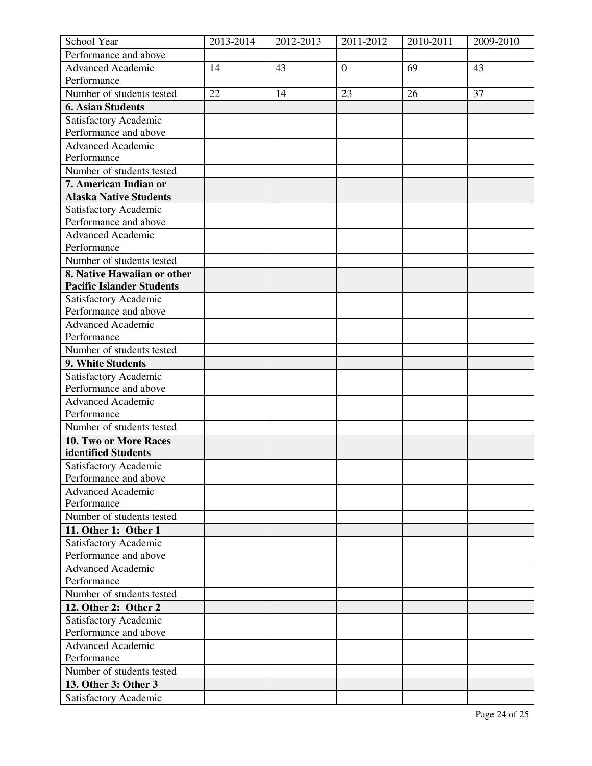| School Year | 2013-2014 | 2012-2013 | 2011-2012 | 2010-2011 | 2009-2010 |
|---|---|---|---|---|---|
| Performance and above | | | | | |
| Advanced Academic Performance | 14 | 43 | 0 | 69 | 43 |
| Number of students tested | 22 | 14 | 23 | 26 | 37 |
| **6. Asian Students** | | | | | |
| Satisfactory Academic Performance and above | | | | | |
| Advanced Academic Performance | | | | | |
| Number of students tested | | | | | |
| **7. American Indian or Alaska Native Students** | | | | | |
| Satisfactory Academic Performance and above | | | | | |
| Advanced Academic Performance | | | | | |
| Number of students tested | | | | | |
| **8. Native Hawaiian or other Pacific Islander Students** | | | | | |
| Satisfactory Academic Performance and above | | | | | |
| Advanced Academic Performance | | | | | |
| Number of students tested | | | | | |
| **9. White Students** | | | | | |
| Satisfactory Academic Performance and above | | | | | |
| Advanced Academic Performance | | | | | |
| Number of students tested | | | | | |
| **10. Two or More Races identified Students** | | | | | |
| Satisfactory Academic Performance and above | | | | | |
| Advanced Academic Performance | | | | | |
| Number of students tested | | | | | |
| **11. Other 1: Other 1** | | | | | |
| Satisfactory Academic Performance and above | | | | | |
| Advanced Academic Performance | | | | | |
| Number of students tested | | | | | |
| **12. Other 2: Other 2** | | | | | |
| Satisfactory Academic Performance and above | | | | | |
| Advanced Academic Performance | | | | | |
| Number of students tested | | | | | |
| **13. Other 3: Other 3** | | | | | |
| Satisfactory Academic | | | | | |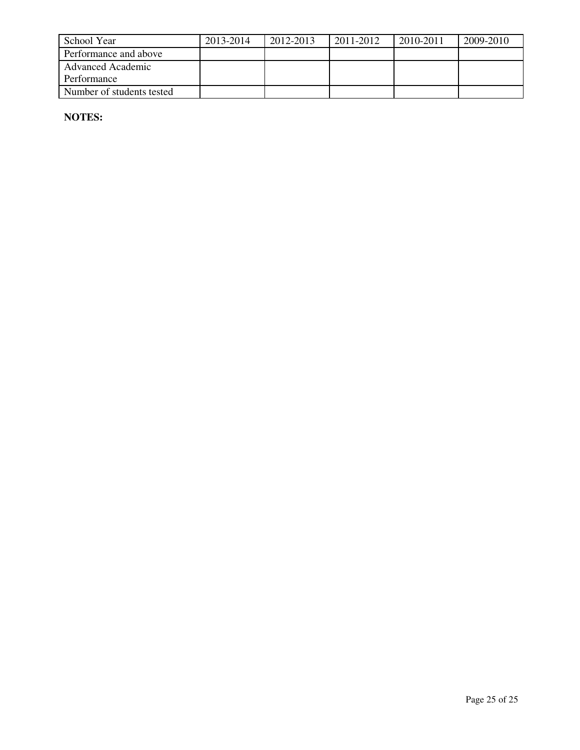| School Year | 2013-2014 | 2012-2013 | 2011-2012 | 2010-2011 | 2009-2010 |
|---|---|---|---|---|---|
| Performance and above | | | | | |
| Advanced Academic Performance | | | | | |
| Number of students tested | | | | | |

**NOTES:**